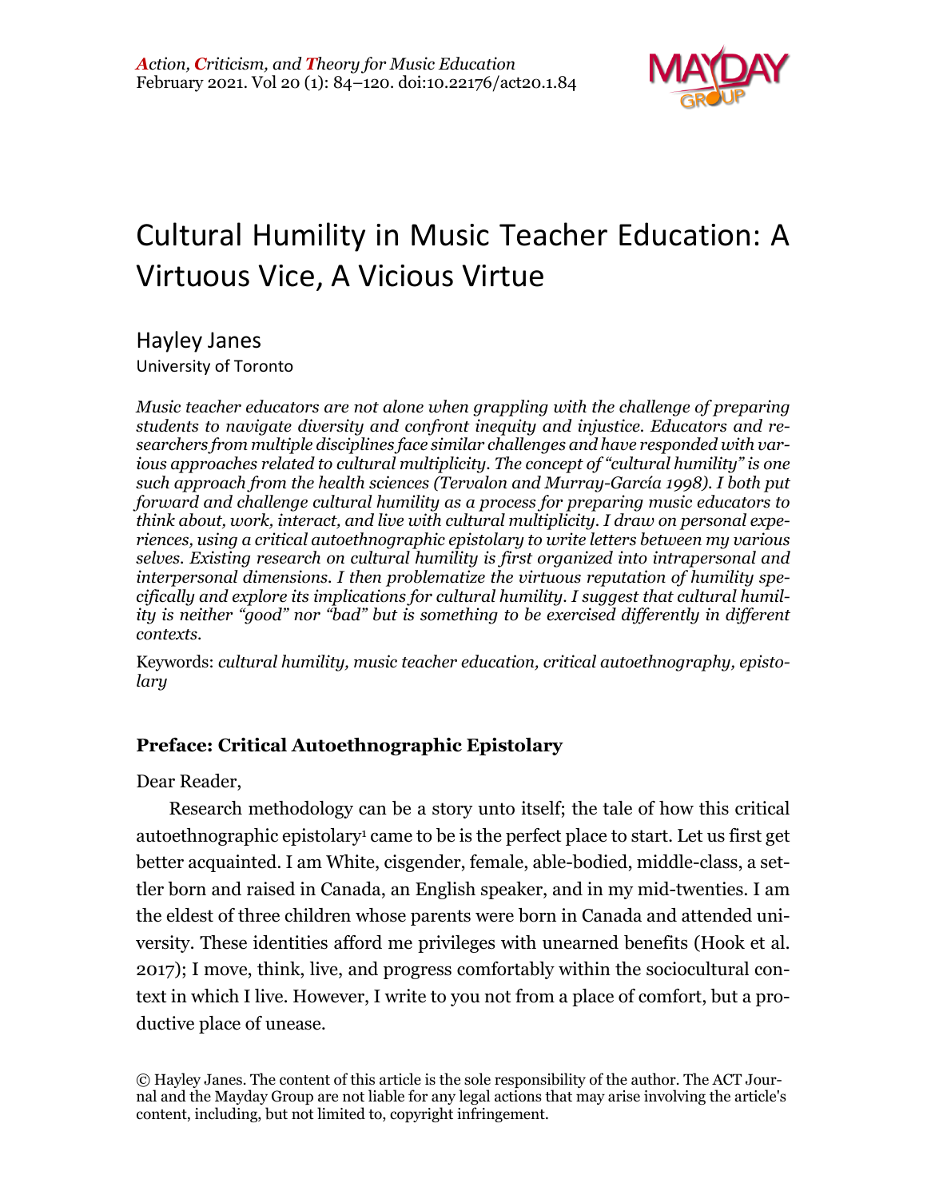# Cultural Humility in Music Teacher Education: A Virtuous Vice, A Vicious Virtue

Hayley Janes
University of Toronto

*Music teacher educators are not alone when grappling with the challenge of preparing students to navigate diversity and confront inequity and injustice. Educators and researchers from multiple disciplines face similar challenges and have responded with various approaches related to cultural multiplicity. The concept of "cultural humility" is one such approach from the health sciences (Tervalon and Murray-García 1998). I both put forward and challenge cultural humility as a process for preparing music educators to think about, work, interact, and live with cultural multiplicity. I draw on personal experiences, using a critical autoethnographic epistolary to write letters between my various selves. Existing research on cultural humility is first organized into intrapersonal and interpersonal dimensions. I then problematize the virtuous reputation of humility specifically and explore its implications for cultural humility. I suggest that cultural humility is neither "good" nor "bad" but is something to be exercised differently in different contexts.*

Keywords: *cultural humility, music teacher education, critical autoethnography, epistolary*

## Preface: Critical Autoethnographic Epistolary

Dear Reader,

Research methodology can be a story unto itself; the tale of how this critical autoethnographic epistolary[1] came to be is the perfect place to start. Let us first get better acquainted. I am White, cisgender, female, able-bodied, middle-class, a settler born and raised in Canada, an English speaker, and in my mid-twenties. I am the eldest of three children whose parents were born in Canada and attended university. These identities afford me privileges with unearned benefits (Hook et al. 2017); I move, think, live, and progress comfortably within the sociocultural context in which I live. However, I write to you not from a place of comfort, but a productive place of unease.

© Hayley Janes. The content of this article is the sole responsibility of the author. The ACT Journal and the Mayday Group are not liable for any legal actions that may arise involving the article's content, including, but not limited to, copyright infringement.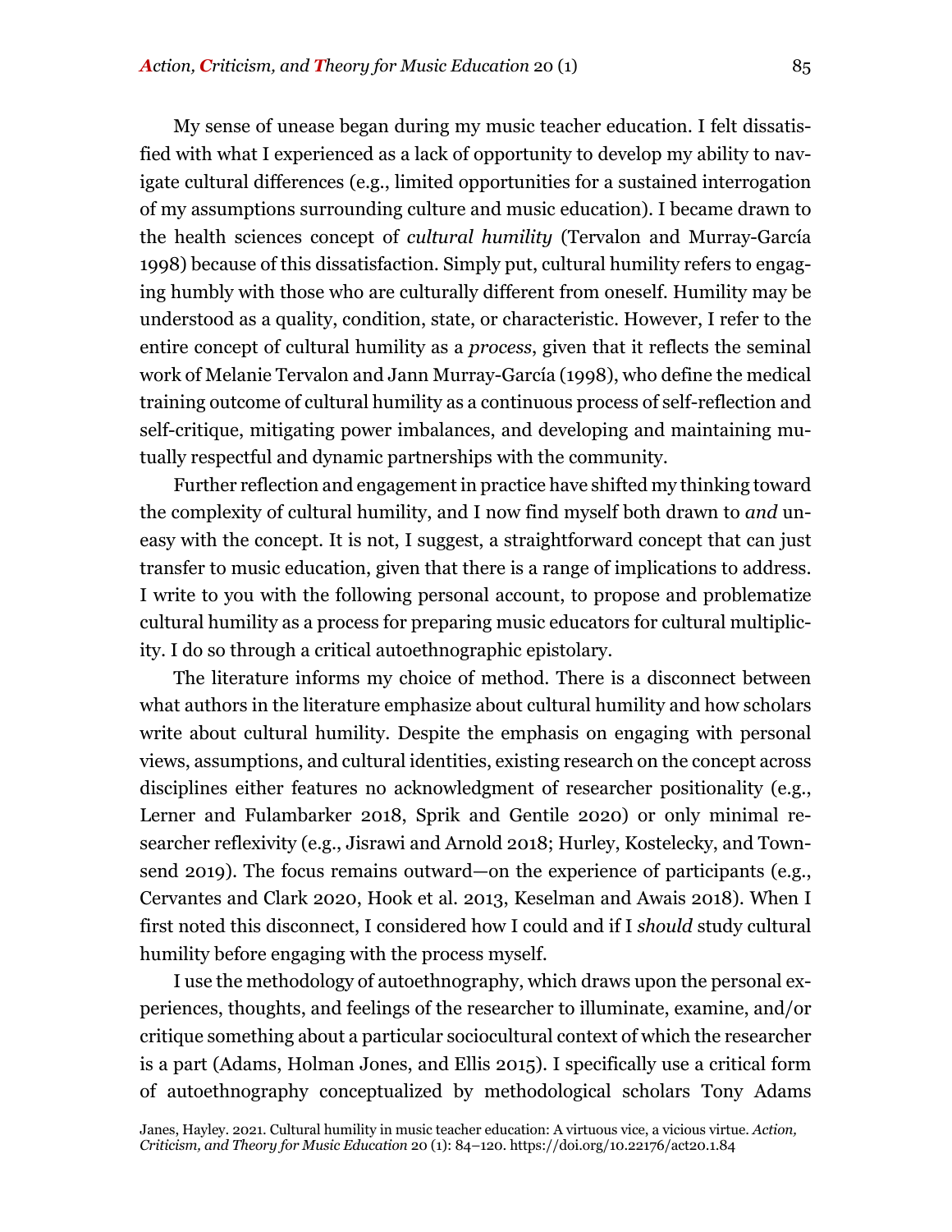My sense of unease began during my music teacher education. I felt dissatisfied with what I experienced as a lack of opportunity to develop my ability to navigate cultural differences (e.g., limited opportunities for a sustained interrogation of my assumptions surrounding culture and music education). I became drawn to the health sciences concept of *cultural humility* (Tervalon and Murray-García 1998) because of this dissatisfaction. Simply put, cultural humility refers to engaging humbly with those who are culturally different from oneself. Humility may be understood as a quality, condition, state, or characteristic. However, I refer to the entire concept of cultural humility as a *process*, given that it reflects the seminal work of Melanie Tervalon and Jann Murray-García (1998), who define the medical training outcome of cultural humility as a continuous process of self-reflection and self-critique, mitigating power imbalances, and developing and maintaining mutually respectful and dynamic partnerships with the community.

Further reflection and engagement in practice have shifted my thinking toward the complexity of cultural humility, and I now find myself both drawn to *and* uneasy with the concept. It is not, I suggest, a straightforward concept that can just transfer to music education, given that there is a range of implications to address. I write to you with the following personal account, to propose and problematize cultural humility as a process for preparing music educators for cultural multiplicity. I do so through a critical autoethnographic epistolary.

The literature informs my choice of method. There is a disconnect between what authors in the literature emphasize about cultural humility and how scholars write about cultural humility. Despite the emphasis on engaging with personal views, assumptions, and cultural identities, existing research on the concept across disciplines either features no acknowledgment of researcher positionality (e.g., Lerner and Fulambarker 2018, Sprik and Gentile 2020) or only minimal researcher reflexivity (e.g., Jisrawi and Arnold 2018; Hurley, Kostelecky, and Townsend 2019). The focus remains outward—on the experience of participants (e.g., Cervantes and Clark 2020, Hook et al. 2013, Keselman and Awais 2018). When I first noted this disconnect, I considered how I could and if I *should* study cultural humility before engaging with the process myself.

I use the methodology of autoethnography, which draws upon the personal experiences, thoughts, and feelings of the researcher to illuminate, examine, and/or critique something about a particular sociocultural context of which the researcher is a part (Adams, Holman Jones, and Ellis 2015). I specifically use a critical form of autoethnography conceptualized by methodological scholars Tony Adams

Janes, Hayley. 2021. Cultural humility in music teacher education: A virtuous vice, a vicious virtue. *Action, Criticism, and Theory for Music Education* 20 (1): 84–120. https://doi.org/10.22176/act20.1.84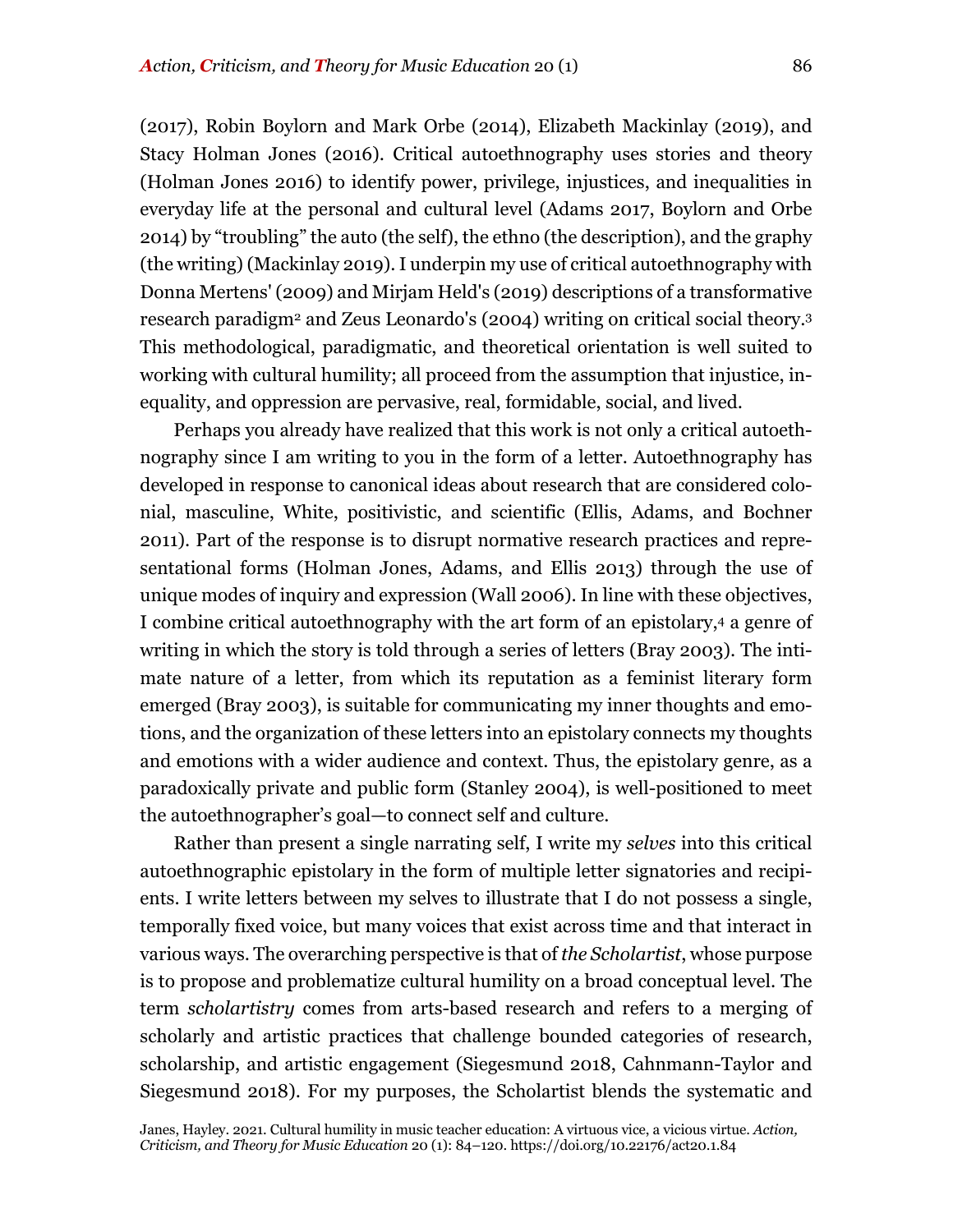(2017), Robin Boylorn and Mark Orbe (2014), Elizabeth Mackinlay (2019), and Stacy Holman Jones (2016). Critical autoethnography uses stories and theory (Holman Jones 2016) to identify power, privilege, injustices, and inequalities in everyday life at the personal and cultural level (Adams 2017, Boylorn and Orbe 2014) by "troubling" the auto (the self), the ethno (the description), and the graphy (the writing) (Mackinlay 2019). I underpin my use of critical autoethnography with Donna Mertens' (2009) and Mirjam Held's (2019) descriptions of a transformative research paradigm[2] and Zeus Leonardo's (2004) writing on critical social theory.[3] This methodological, paradigmatic, and theoretical orientation is well suited to working with cultural humility; all proceed from the assumption that injustice, inequality, and oppression are pervasive, real, formidable, social, and lived.

Perhaps you already have realized that this work is not only a critical autoethnography since I am writing to you in the form of a letter. Autoethnography has developed in response to canonical ideas about research that are considered colonial, masculine, White, positivistic, and scientific (Ellis, Adams, and Bochner 2011). Part of the response is to disrupt normative research practices and representational forms (Holman Jones, Adams, and Ellis 2013) through the use of unique modes of inquiry and expression (Wall 2006). In line with these objectives, I combine critical autoethnography with the art form of an epistolary,[4] a genre of writing in which the story is told through a series of letters (Bray 2003). The intimate nature of a letter, from which its reputation as a feminist literary form emerged (Bray 2003), is suitable for communicating my inner thoughts and emotions, and the organization of these letters into an epistolary connects my thoughts and emotions with a wider audience and context. Thus, the epistolary genre, as a paradoxically private and public form (Stanley 2004), is well-positioned to meet the autoethnographer's goal—to connect self and culture.

Rather than present a single narrating self, I write my *selves* into this critical autoethnographic epistolary in the form of multiple letter signatories and recipients. I write letters between my selves to illustrate that I do not possess a single, temporally fixed voice, but many voices that exist across time and that interact in various ways. The overarching perspective is that of *the Scholartist*, whose purpose is to propose and problematize cultural humility on a broad conceptual level. The term *scholartistry* comes from arts-based research and refers to a merging of scholarly and artistic practices that challenge bounded categories of research, scholarship, and artistic engagement (Siegesmund 2018, Cahnmann-Taylor and Siegesmund 2018). For my purposes, the Scholartist blends the systematic and

Janes, Hayley. 2021. Cultural humility in music teacher education: A virtuous vice, a vicious virtue. *Action, Criticism, and Theory for Music Education* 20 (1): 84–120. https://doi.org/10.22176/act20.1.84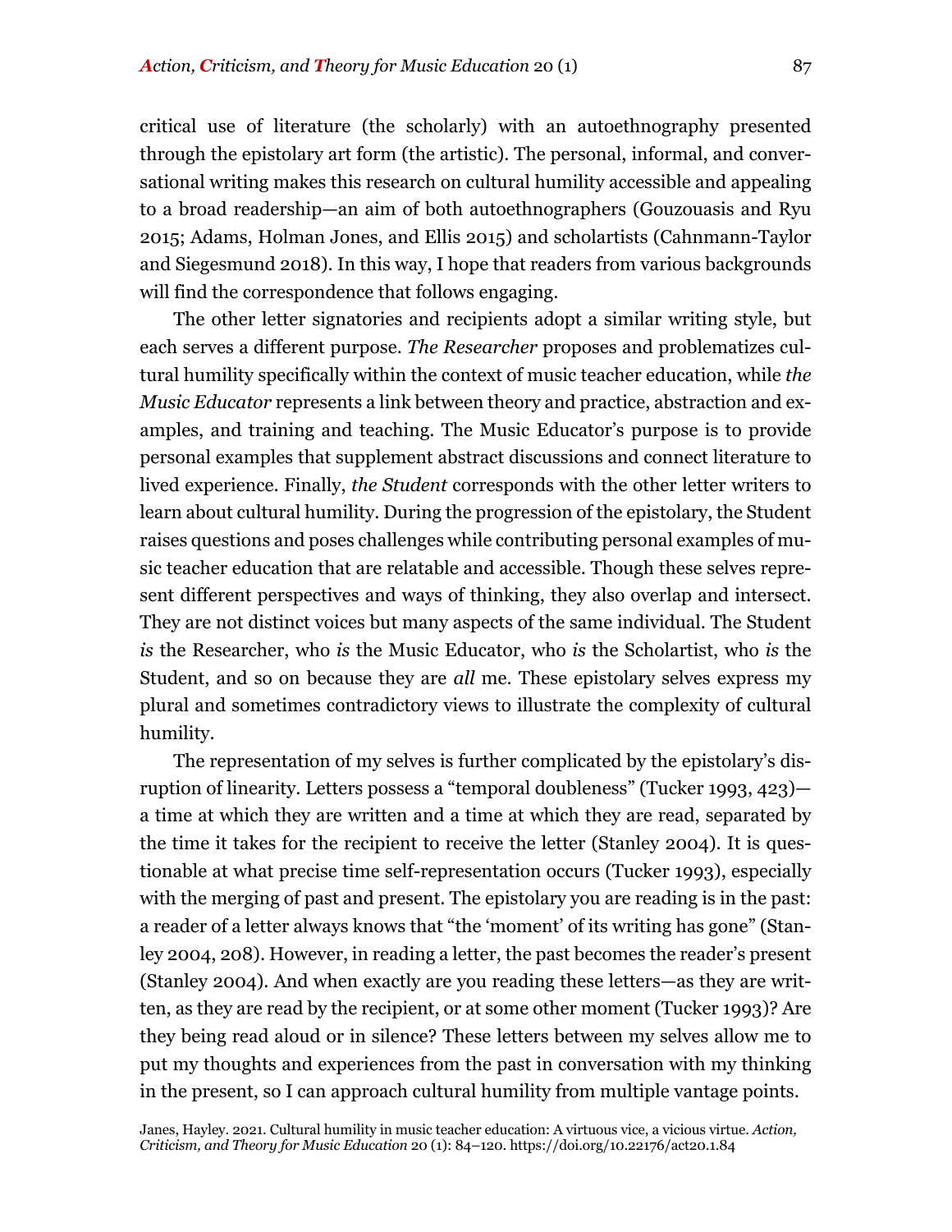critical use of literature (the scholarly) with an autoethnography presented through the epistolary art form (the artistic). The personal, informal, and conversational writing makes this research on cultural humility accessible and appealing to a broad readership—an aim of both autoethnographers (Gouzouasis and Ryu 2015; Adams, Holman Jones, and Ellis 2015) and scholartists (Cahnmann-Taylor and Siegesmund 2018). In this way, I hope that readers from various backgrounds will find the correspondence that follows engaging.

The other letter signatories and recipients adopt a similar writing style, but each serves a different purpose. *The Researcher* proposes and problematizes cultural humility specifically within the context of music teacher education, while *the Music Educator* represents a link between theory and practice, abstraction and examples, and training and teaching. The Music Educator's purpose is to provide personal examples that supplement abstract discussions and connect literature to lived experience. Finally, *the Student* corresponds with the other letter writers to learn about cultural humility. During the progression of the epistolary, the Student raises questions and poses challenges while contributing personal examples of music teacher education that are relatable and accessible. Though these selves represent different perspectives and ways of thinking, they also overlap and intersect. They are not distinct voices but many aspects of the same individual. The Student *is* the Researcher, who *is* the Music Educator, who *is* the Scholartist, who *is* the Student, and so on because they are *all* me. These epistolary selves express my plural and sometimes contradictory views to illustrate the complexity of cultural humility.

The representation of my selves is further complicated by the epistolary's disruption of linearity. Letters possess a "temporal doubleness" (Tucker 1993, 423)—a time at which they are written and a time at which they are read, separated by the time it takes for the recipient to receive the letter (Stanley 2004). It is questionable at what precise time self-representation occurs (Tucker 1993), especially with the merging of past and present. The epistolary you are reading is in the past: a reader of a letter always knows that "the 'moment' of its writing has gone" (Stanley 2004, 208). However, in reading a letter, the past becomes the reader's present (Stanley 2004). And when exactly are you reading these letters—as they are written, as they are read by the recipient, or at some other moment (Tucker 1993)? Are they being read aloud or in silence? These letters between my selves allow me to put my thoughts and experiences from the past in conversation with my thinking in the present, so I can approach cultural humility from multiple vantage points.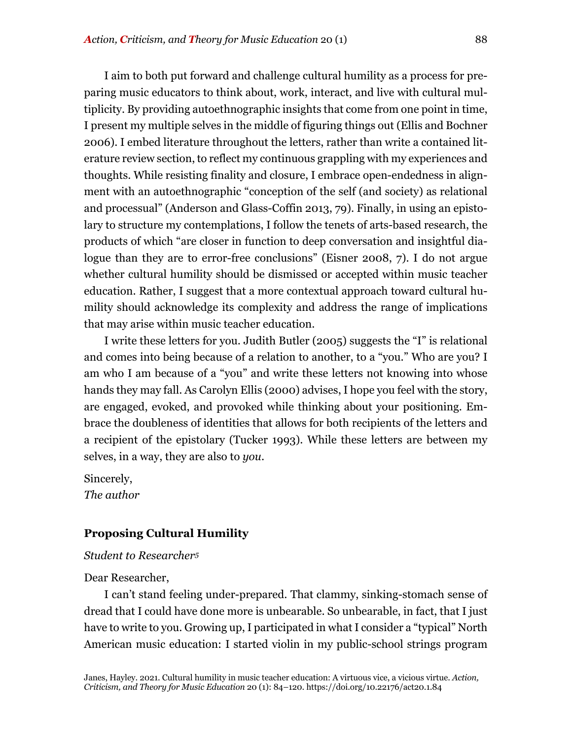I aim to both put forward and challenge cultural humility as a process for preparing music educators to think about, work, interact, and live with cultural multiplicity. By providing autoethnographic insights that come from one point in time, I present my multiple selves in the middle of figuring things out (Ellis and Bochner 2006). I embed literature throughout the letters, rather than write a contained literature review section, to reflect my continuous grappling with my experiences and thoughts. While resisting finality and closure, I embrace open-endedness in alignment with an autoethnographic "conception of the self (and society) as relational and processual" (Anderson and Glass-Coffin 2013, 79). Finally, in using an epistolary to structure my contemplations, I follow the tenets of arts-based research, the products of which "are closer in function to deep conversation and insightful dialogue than they are to error-free conclusions" (Eisner 2008, 7). I do not argue whether cultural humility should be dismissed or accepted within music teacher education. Rather, I suggest that a more contextual approach toward cultural humility should acknowledge its complexity and address the range of implications that may arise within music teacher education.

I write these letters for you. Judith Butler (2005) suggests the "I" is relational and comes into being because of a relation to another, to a "you." Who are you? I am who I am because of a "you" and write these letters not knowing into whose hands they may fall. As Carolyn Ellis (2000) advises, I hope you feel with the story, are engaged, evoked, and provoked while thinking about your positioning. Embrace the doubleness of identities that allows for both recipients of the letters and a recipient of the epistolary (Tucker 1993). While these letters are between my selves, in a way, they are also to *you*.

Sincerely,
*The author*

### Proposing Cultural Humility

*Student to Researcher*[5]

Dear Researcher,

I can't stand feeling under-prepared. That clammy, sinking-stomach sense of dread that I could have done more is unbearable. So unbearable, in fact, that I just have to write to you. Growing up, I participated in what I consider a "typical" North American music education: I started violin in my public-school strings program

Janes, Hayley. 2021. Cultural humility in music teacher education: A virtuous vice, a vicious virtue. *Action, Criticism, and Theory for Music Education* 20 (1): 84–120. https://doi.org/10.22176/act20.1.84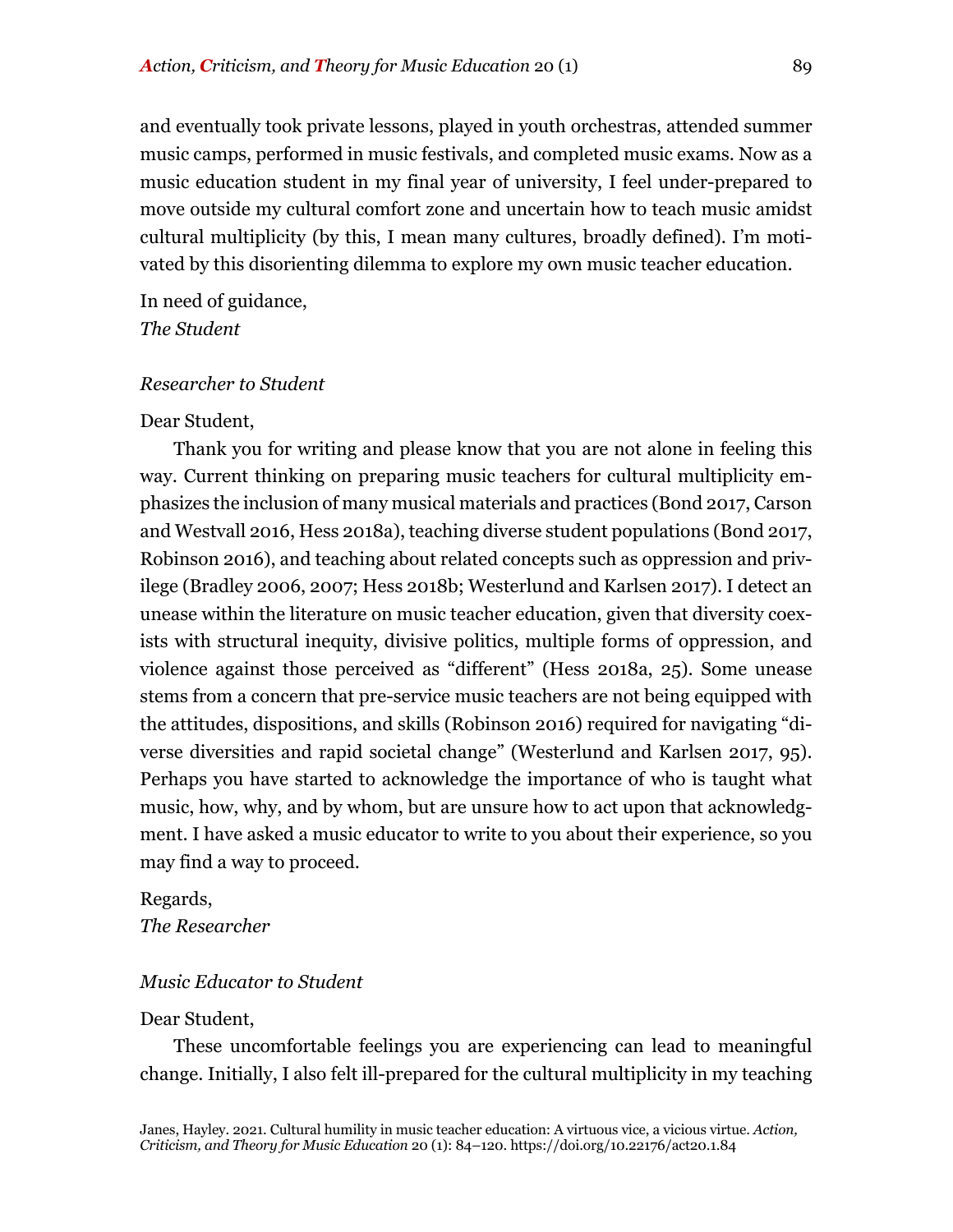and eventually took private lessons, played in youth orchestras, attended summer music camps, performed in music festivals, and completed music exams. Now as a music education student in my final year of university, I feel under-prepared to move outside my cultural comfort zone and uncertain how to teach music amidst cultural multiplicity (by this, I mean many cultures, broadly defined). I'm motivated by this disorienting dilemma to explore my own music teacher education.

In need of guidance,
*The Student*

*Researcher to Student*

Dear Student,

Thank you for writing and please know that you are not alone in feeling this way. Current thinking on preparing music teachers for cultural multiplicity emphasizes the inclusion of many musical materials and practices (Bond 2017, Carson and Westvall 2016, Hess 2018a), teaching diverse student populations (Bond 2017, Robinson 2016), and teaching about related concepts such as oppression and privilege (Bradley 2006, 2007; Hess 2018b; Westerlund and Karlsen 2017). I detect an unease within the literature on music teacher education, given that diversity coexists with structural inequity, divisive politics, multiple forms of oppression, and violence against those perceived as "different" (Hess 2018a, 25). Some unease stems from a concern that pre-service music teachers are not being equipped with the attitudes, dispositions, and skills (Robinson 2016) required for navigating "diverse diversities and rapid societal change" (Westerlund and Karlsen 2017, 95). Perhaps you have started to acknowledge the importance of who is taught what music, how, why, and by whom, but are unsure how to act upon that acknowledgment. I have asked a music educator to write to you about their experience, so you may find a way to proceed.

Regards,
*The Researcher*

*Music Educator to Student*

Dear Student,

These uncomfortable feelings you are experiencing can lead to meaningful change. Initially, I also felt ill-prepared for the cultural multiplicity in my teaching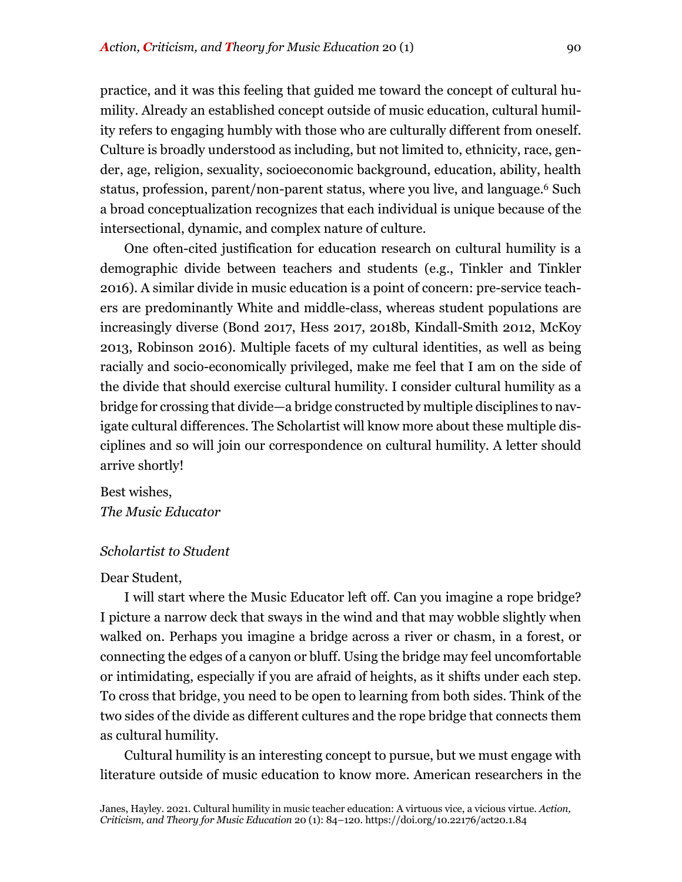practice, and it was this feeling that guided me toward the concept of cultural humility. Already an established concept outside of music education, cultural humility refers to engaging humbly with those who are culturally different from oneself. Culture is broadly understood as including, but not limited to, ethnicity, race, gender, age, religion, sexuality, socioeconomic background, education, ability, health status, profession, parent/non-parent status, where you live, and language.[6] Such a broad conceptualization recognizes that each individual is unique because of the intersectional, dynamic, and complex nature of culture.

One often-cited justification for education research on cultural humility is a demographic divide between teachers and students (e.g., Tinkler and Tinkler 2016). A similar divide in music education is a point of concern: pre-service teachers are predominantly White and middle-class, whereas student populations are increasingly diverse (Bond 2017, Hess 2017, 2018b, Kindall-Smith 2012, McKoy 2013, Robinson 2016). Multiple facets of my cultural identities, as well as being racially and socio-economically privileged, make me feel that I am on the side of the divide that should exercise cultural humility. I consider cultural humility as a bridge for crossing that divide—a bridge constructed by multiple disciplines to navigate cultural differences. The Scholartist will know more about these multiple disciplines and so will join our correspondence on cultural humility. A letter should arrive shortly!

Best wishes,
*The Music Educator*

*Scholartist to Student*

Dear Student,

I will start where the Music Educator left off. Can you imagine a rope bridge? I picture a narrow deck that sways in the wind and that may wobble slightly when walked on. Perhaps you imagine a bridge across a river or chasm, in a forest, or connecting the edges of a canyon or bluff. Using the bridge may feel uncomfortable or intimidating, especially if you are afraid of heights, as it shifts under each step. To cross that bridge, you need to be open to learning from both sides. Think of the two sides of the divide as different cultures and the rope bridge that connects them as cultural humility.

Cultural humility is an interesting concept to pursue, but we must engage with literature outside of music education to know more. American researchers in the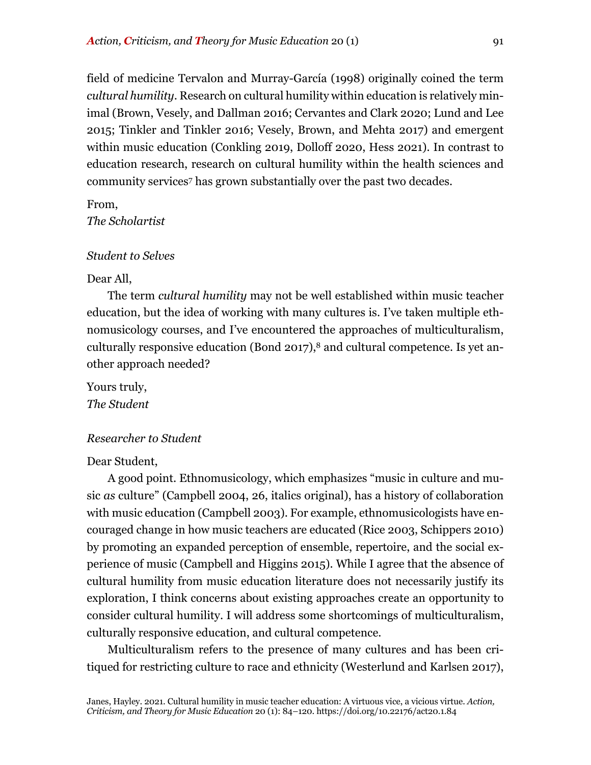field of medicine Tervalon and Murray-García (1998) originally coined the term *cultural humility*. Research on cultural humility within education is relatively minimal (Brown, Vesely, and Dallman 2016; Cervantes and Clark 2020; Lund and Lee 2015; Tinkler and Tinkler 2016; Vesely, Brown, and Mehta 2017) and emergent within music education (Conkling 2019, Dolloff 2020, Hess 2021). In contrast to education research, research on cultural humility within the health sciences and community services[7] has grown substantially over the past two decades.

From,
*The Scholartist*

*Student to Selves*

Dear All,

The term *cultural humility* may not be well established within music teacher education, but the idea of working with many cultures is. I've taken multiple ethnomusicology courses, and I've encountered the approaches of multiculturalism, culturally responsive education (Bond 2017),[8] and cultural competence. Is yet another approach needed?

Yours truly,
*The Student*

*Researcher to Student*

Dear Student,

A good point. Ethnomusicology, which emphasizes "music in culture and music *as* culture" (Campbell 2004, 26, italics original), has a history of collaboration with music education (Campbell 2003). For example, ethnomusicologists have encouraged change in how music teachers are educated (Rice 2003, Schippers 2010) by promoting an expanded perception of ensemble, repertoire, and the social experience of music (Campbell and Higgins 2015). While I agree that the absence of cultural humility from music education literature does not necessarily justify its exploration, I think concerns about existing approaches create an opportunity to consider cultural humility. I will address some shortcomings of multiculturalism, culturally responsive education, and cultural competence.

Multiculturalism refers to the presence of many cultures and has been critiqued for restricting culture to race and ethnicity (Westerlund and Karlsen 2017),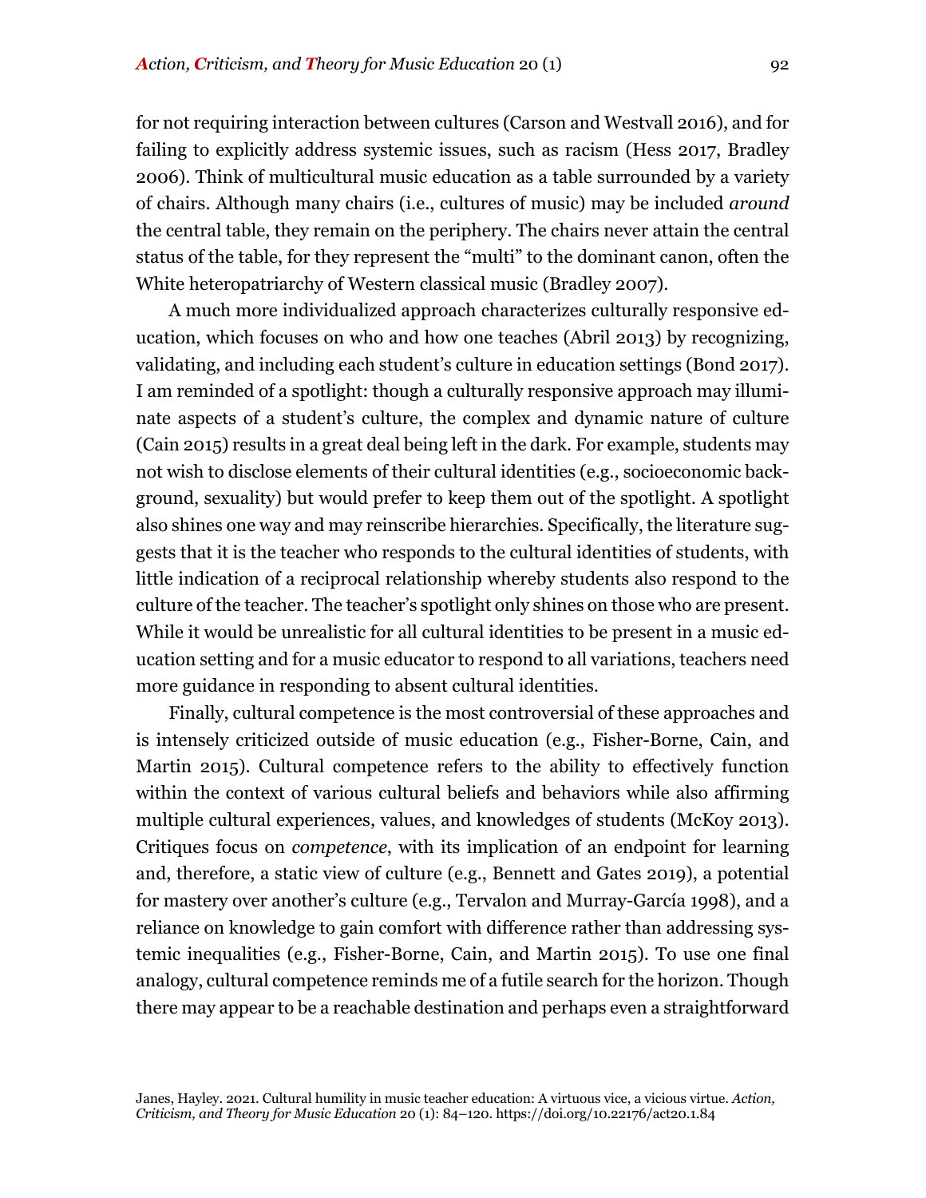for not requiring interaction between cultures (Carson and Westvall 2016), and for failing to explicitly address systemic issues, such as racism (Hess 2017, Bradley 2006). Think of multicultural music education as a table surrounded by a variety of chairs. Although many chairs (i.e., cultures of music) may be included *around* the central table, they remain on the periphery. The chairs never attain the central status of the table, for they represent the "multi" to the dominant canon, often the White heteropatriarchy of Western classical music (Bradley 2007).

A much more individualized approach characterizes culturally responsive education, which focuses on who and how one teaches (Abril 2013) by recognizing, validating, and including each student's culture in education settings (Bond 2017). I am reminded of a spotlight: though a culturally responsive approach may illuminate aspects of a student's culture, the complex and dynamic nature of culture (Cain 2015) results in a great deal being left in the dark. For example, students may not wish to disclose elements of their cultural identities (e.g., socioeconomic background, sexuality) but would prefer to keep them out of the spotlight. A spotlight also shines one way and may reinscribe hierarchies. Specifically, the literature suggests that it is the teacher who responds to the cultural identities of students, with little indication of a reciprocal relationship whereby students also respond to the culture of the teacher. The teacher's spotlight only shines on those who are present. While it would be unrealistic for all cultural identities to be present in a music education setting and for a music educator to respond to all variations, teachers need more guidance in responding to absent cultural identities.

Finally, cultural competence is the most controversial of these approaches and is intensely criticized outside of music education (e.g., Fisher-Borne, Cain, and Martin 2015). Cultural competence refers to the ability to effectively function within the context of various cultural beliefs and behaviors while also affirming multiple cultural experiences, values, and knowledges of students (McKoy 2013). Critiques focus on *competence*, with its implication of an endpoint for learning and, therefore, a static view of culture (e.g., Bennett and Gates 2019), a potential for mastery over another's culture (e.g., Tervalon and Murray-García 1998), and a reliance on knowledge to gain comfort with difference rather than addressing systemic inequalities (e.g., Fisher-Borne, Cain, and Martin 2015). To use one final analogy, cultural competence reminds me of a futile search for the horizon. Though there may appear to be a reachable destination and perhaps even a straightforward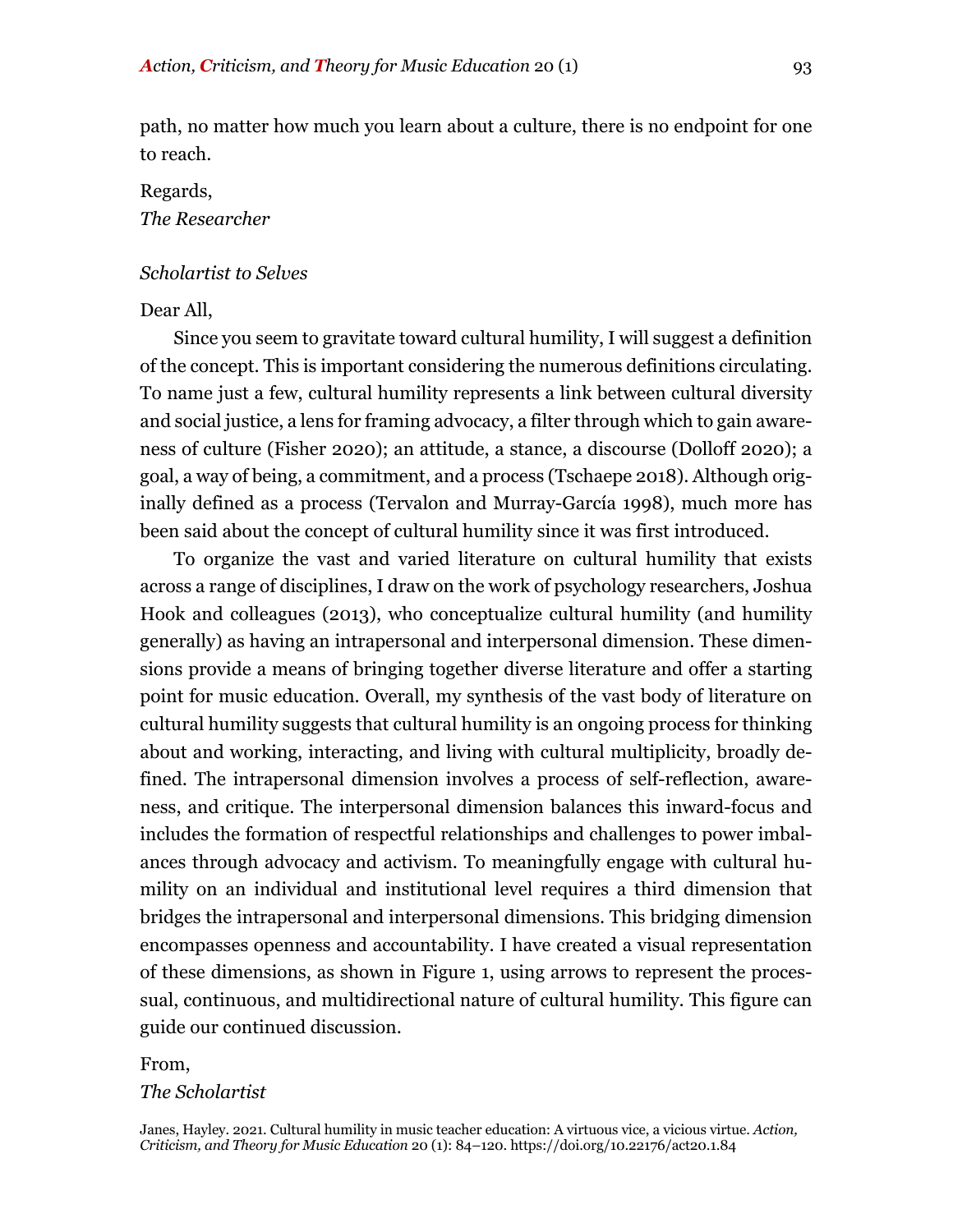path, no matter how much you learn about a culture, there is no endpoint for one to reach.

Regards,  
*The Researcher*

*Scholartist to Selves*

Dear All,

Since you seem to gravitate toward cultural humility, I will suggest a definition of the concept. This is important considering the numerous definitions circulating. To name just a few, cultural humility represents a link between cultural diversity and social justice, a lens for framing advocacy, a filter through which to gain awareness of culture (Fisher 2020); an attitude, a stance, a discourse (Dolloff 2020); a goal, a way of being, a commitment, and a process (Tschaepe 2018). Although originally defined as a process (Tervalon and Murray-García 1998), much more has been said about the concept of cultural humility since it was first introduced.

To organize the vast and varied literature on cultural humility that exists across a range of disciplines, I draw on the work of psychology researchers, Joshua Hook and colleagues (2013), who conceptualize cultural humility (and humility generally) as having an intrapersonal and interpersonal dimension. These dimensions provide a means of bringing together diverse literature and offer a starting point for music education. Overall, my synthesis of the vast body of literature on cultural humility suggests that cultural humility is an ongoing process for thinking about and working, interacting, and living with cultural multiplicity, broadly defined. The intrapersonal dimension involves a process of self-reflection, awareness, and critique. The interpersonal dimension balances this inward-focus and includes the formation of respectful relationships and challenges to power imbalances through advocacy and activism. To meaningfully engage with cultural humility on an individual and institutional level requires a third dimension that bridges the intrapersonal and interpersonal dimensions. This bridging dimension encompasses openness and accountability. I have created a visual representation of these dimensions, as shown in Figure 1, using arrows to represent the processual, continuous, and multidirectional nature of cultural humility. This figure can guide our continued discussion.

From,  
*The Scholartist*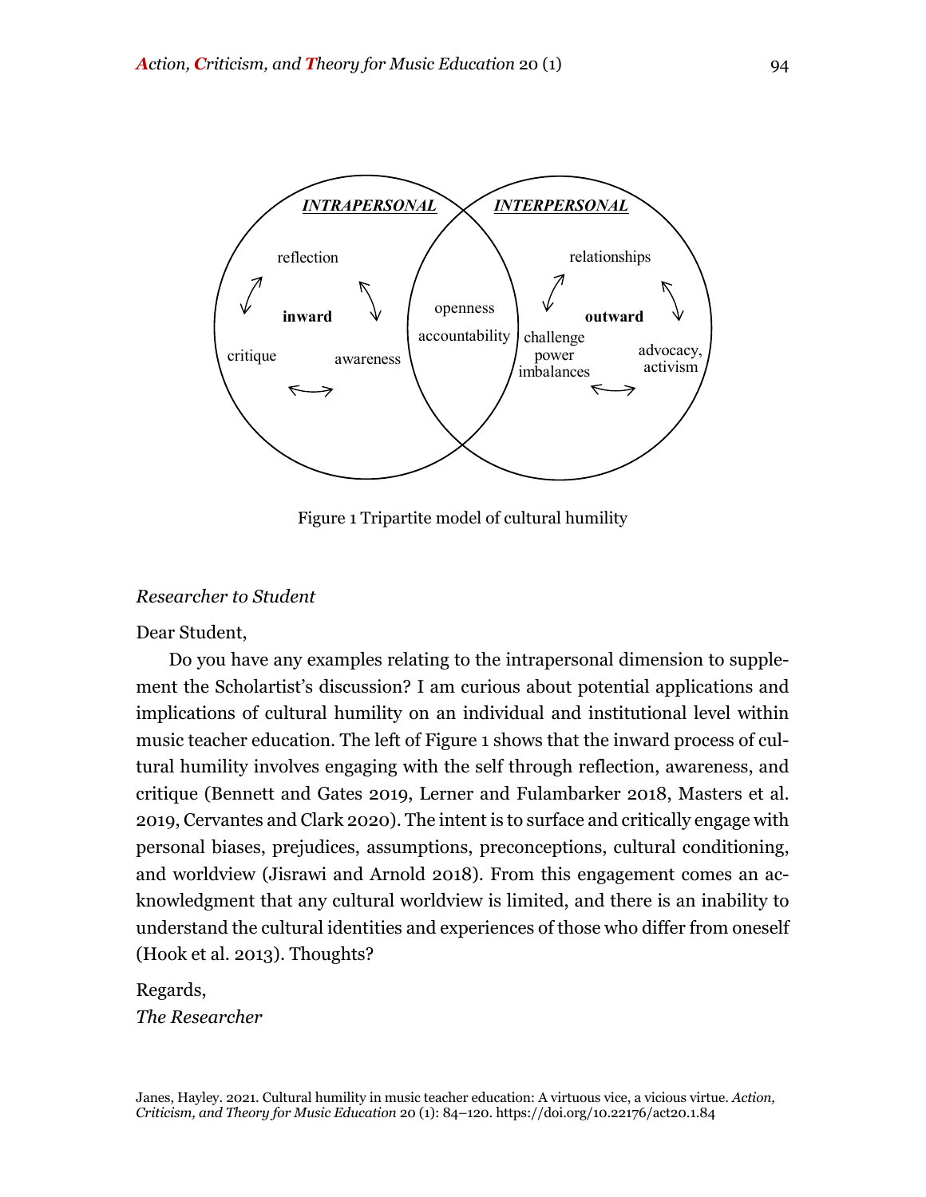Figure 1 Tripartite model of cultural humility

*Researcher to Student*

Dear Student,

Do you have any examples relating to the intrapersonal dimension to supplement the Scholartist's discussion? I am curious about potential applications and implications of cultural humility on an individual and institutional level within music teacher education. The left of Figure 1 shows that the inward process of cultural humility involves engaging with the self through reflection, awareness, and critique (Bennett and Gates 2019, Lerner and Fulambarker 2018, Masters et al. 2019, Cervantes and Clark 2020). The intent is to surface and critically engage with personal biases, prejudices, assumptions, preconceptions, cultural conditioning, and worldview (Jisrawi and Arnold 2018). From this engagement comes an acknowledgment that any cultural worldview is limited, and there is an inability to understand the cultural identities and experiences of those who differ from oneself (Hook et al. 2013). Thoughts?

Regards,
*The Researcher*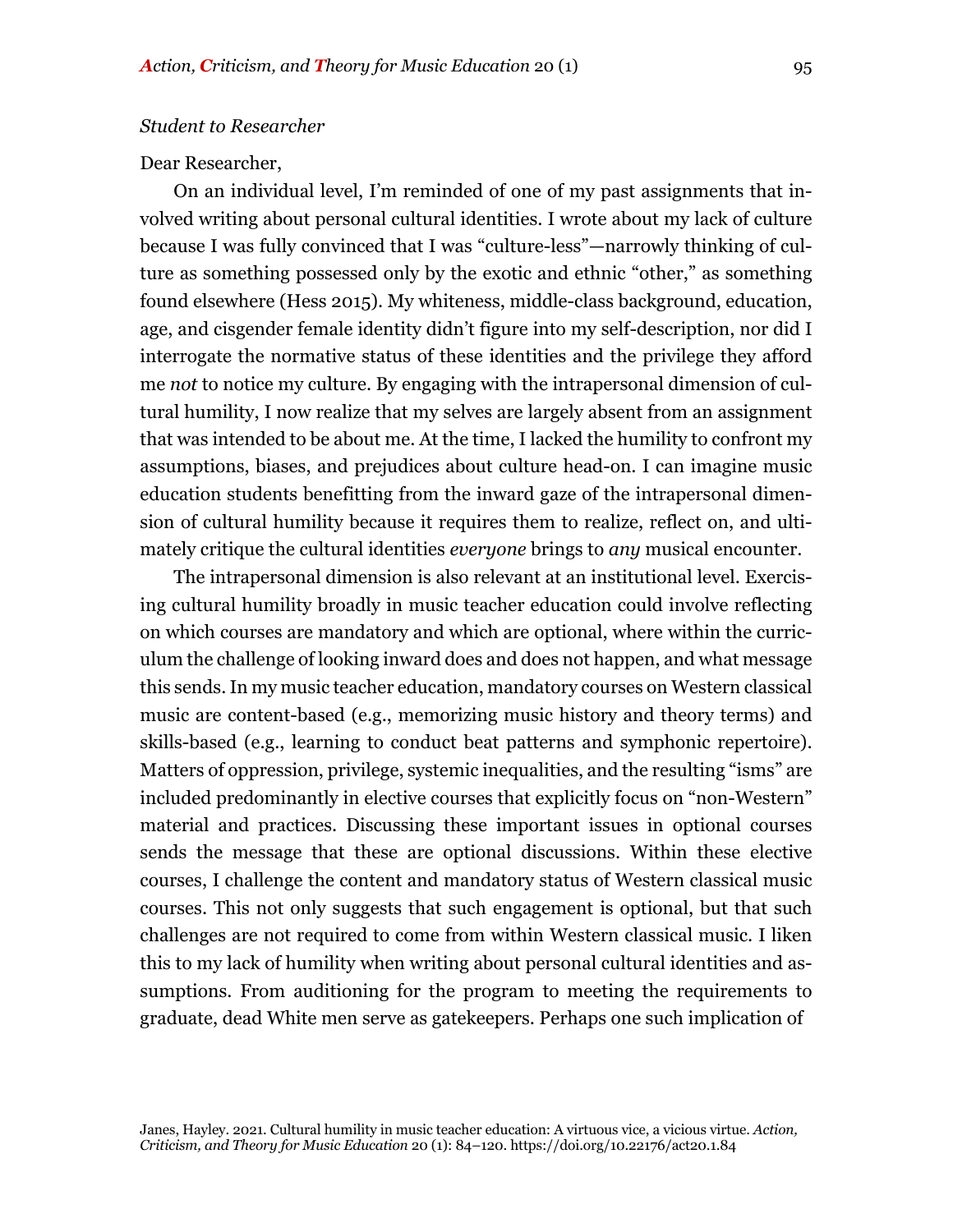*Student to Researcher*

Dear Researcher,

On an individual level, I'm reminded of one of my past assignments that involved writing about personal cultural identities. I wrote about my lack of culture because I was fully convinced that I was "culture-less"—narrowly thinking of culture as something possessed only by the exotic and ethnic "other," as something found elsewhere (Hess 2015). My whiteness, middle-class background, education, age, and cisgender female identity didn't figure into my self-description, nor did I interrogate the normative status of these identities and the privilege they afford me *not* to notice my culture. By engaging with the intrapersonal dimension of cultural humility, I now realize that my selves are largely absent from an assignment that was intended to be about me. At the time, I lacked the humility to confront my assumptions, biases, and prejudices about culture head-on. I can imagine music education students benefitting from the inward gaze of the intrapersonal dimension of cultural humility because it requires them to realize, reflect on, and ultimately critique the cultural identities *everyone* brings to *any* musical encounter.

The intrapersonal dimension is also relevant at an institutional level. Exercising cultural humility broadly in music teacher education could involve reflecting on which courses are mandatory and which are optional, where within the curriculum the challenge of looking inward does and does not happen, and what message this sends. In my music teacher education, mandatory courses on Western classical music are content-based (e.g., memorizing music history and theory terms) and skills-based (e.g., learning to conduct beat patterns and symphonic repertoire). Matters of oppression, privilege, systemic inequalities, and the resulting "isms" are included predominantly in elective courses that explicitly focus on "non-Western" material and practices. Discussing these important issues in optional courses sends the message that these are optional discussions. Within these elective courses, I challenge the content and mandatory status of Western classical music courses. This not only suggests that such engagement is optional, but that such challenges are not required to come from within Western classical music. I liken this to my lack of humility when writing about personal cultural identities and assumptions. From auditioning for the program to meeting the requirements to graduate, dead White men serve as gatekeepers. Perhaps one such implication of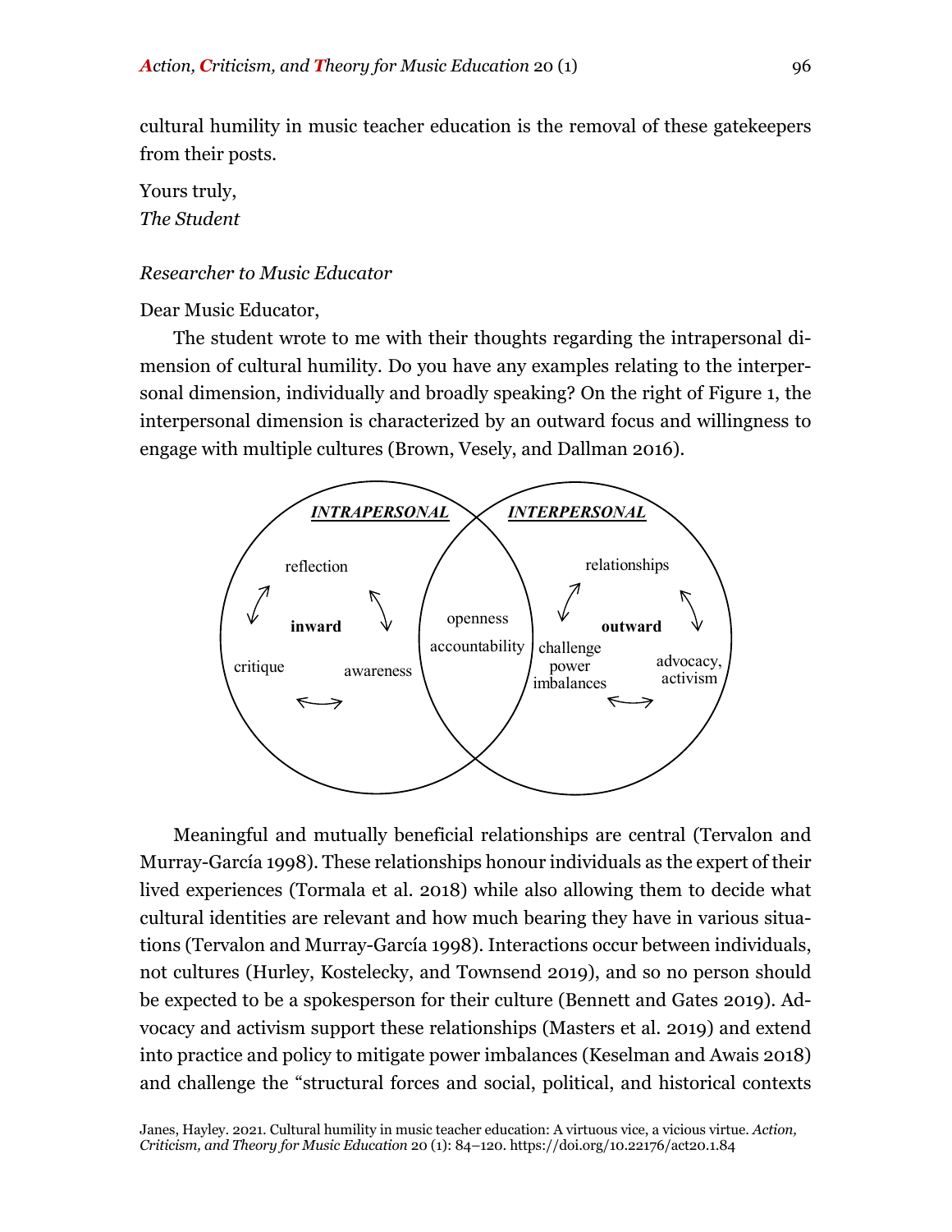cultural humility in music teacher education is the removal of these gatekeepers from their posts.

Yours truly,
*The Student*

*Researcher to Music Educator*

Dear Music Educator,

The student wrote to me with their thoughts regarding the intrapersonal dimension of cultural humility. Do you have any examples relating to the interpersonal dimension, individually and broadly speaking? On the right of Figure 1, the interpersonal dimension is characterized by an outward focus and willingness to engage with multiple cultures (Brown, Vesely, and Dallman 2016).

Meaningful and mutually beneficial relationships are central (Tervalon and Murray-García 1998). These relationships honour individuals as the expert of their lived experiences (Tormala et al. 2018) while also allowing them to decide what cultural identities are relevant and how much bearing they have in various situations (Tervalon and Murray-García 1998). Interactions occur between individuals, not cultures (Hurley, Kostelecky, and Townsend 2019), and so no person should be expected to be a spokesperson for their culture (Bennett and Gates 2019). Advocacy and activism support these relationships (Masters et al. 2019) and extend into practice and policy to mitigate power imbalances (Keselman and Awais 2018) and challenge the "structural forces and social, political, and historical contexts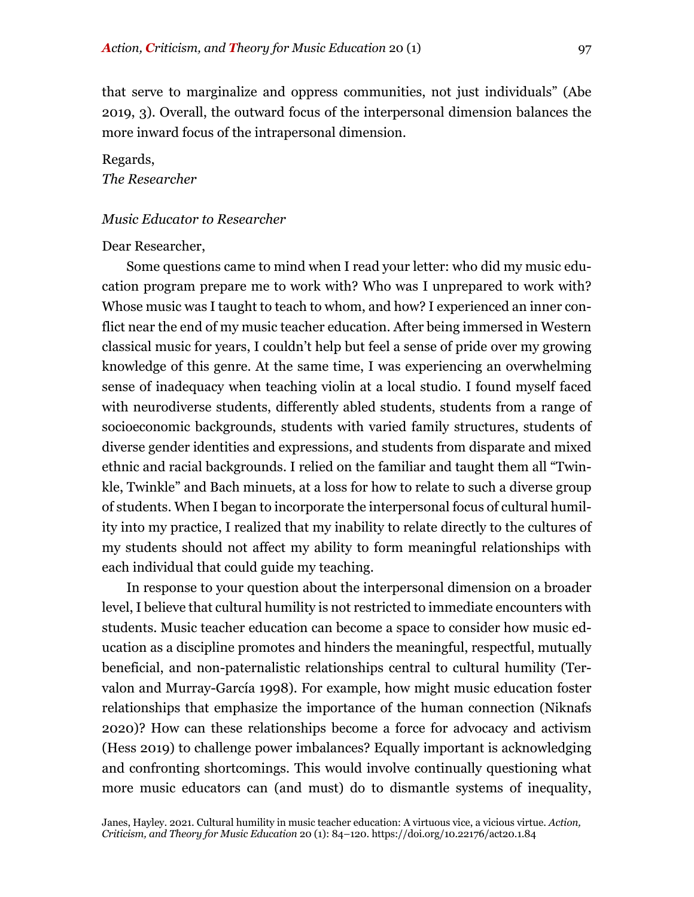that serve to marginalize and oppress communities, not just individuals" (Abe 2019, 3). Overall, the outward focus of the interpersonal dimension balances the more inward focus of the intrapersonal dimension.

Regards,
*The Researcher*

*Music Educator to Researcher*

Dear Researcher,

Some questions came to mind when I read your letter: who did my music education program prepare me to work with? Who was I unprepared to work with? Whose music was I taught to teach to whom, and how? I experienced an inner conflict near the end of my music teacher education. After being immersed in Western classical music for years, I couldn't help but feel a sense of pride over my growing knowledge of this genre. At the same time, I was experiencing an overwhelming sense of inadequacy when teaching violin at a local studio. I found myself faced with neurodiverse students, differently abled students, students from a range of socioeconomic backgrounds, students with varied family structures, students of diverse gender identities and expressions, and students from disparate and mixed ethnic and racial backgrounds. I relied on the familiar and taught them all "Twinkle, Twinkle" and Bach minuets, at a loss for how to relate to such a diverse group of students. When I began to incorporate the interpersonal focus of cultural humility into my practice, I realized that my inability to relate directly to the cultures of my students should not affect my ability to form meaningful relationships with each individual that could guide my teaching.

In response to your question about the interpersonal dimension on a broader level, I believe that cultural humility is not restricted to immediate encounters with students. Music teacher education can become a space to consider how music education as a discipline promotes and hinders the meaningful, respectful, mutually beneficial, and non-paternalistic relationships central to cultural humility (Tervalon and Murray-García 1998). For example, how might music education foster relationships that emphasize the importance of the human connection (Niknafs 2020)? How can these relationships become a force for advocacy and activism (Hess 2019) to challenge power imbalances? Equally important is acknowledging and confronting shortcomings. This would involve continually questioning what more music educators can (and must) do to dismantle systems of inequality,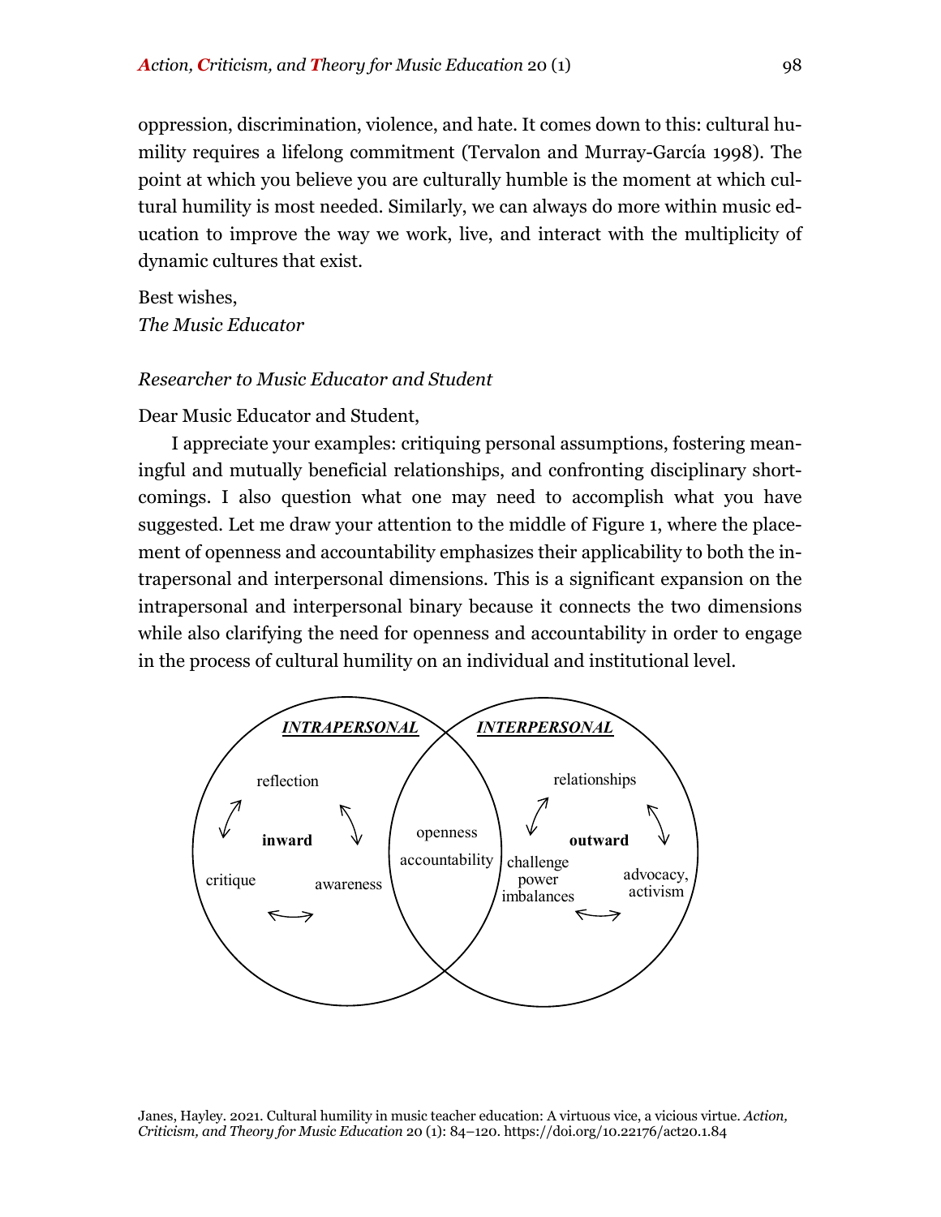oppression, discrimination, violence, and hate. It comes down to this: cultural humility requires a lifelong commitment (Tervalon and Murray-García 1998). The point at which you believe you are culturally humble is the moment at which cultural humility is most needed. Similarly, we can always do more within music education to improve the way we work, live, and interact with the multiplicity of dynamic cultures that exist.

Best wishes,
*The Music Educator*

*Researcher to Music Educator and Student*

Dear Music Educator and Student,

I appreciate your examples: critiquing personal assumptions, fostering meaningful and mutually beneficial relationships, and confronting disciplinary shortcomings. I also question what one may need to accomplish what you have suggested. Let me draw your attention to the middle of Figure 1, where the placement of openness and accountability emphasizes their applicability to both the intrapersonal and interpersonal dimensions. This is a significant expansion on the intrapersonal and interpersonal binary because it connects the two dimensions while also clarifying the need for openness and accountability in order to engage in the process of cultural humility on an individual and institutional level.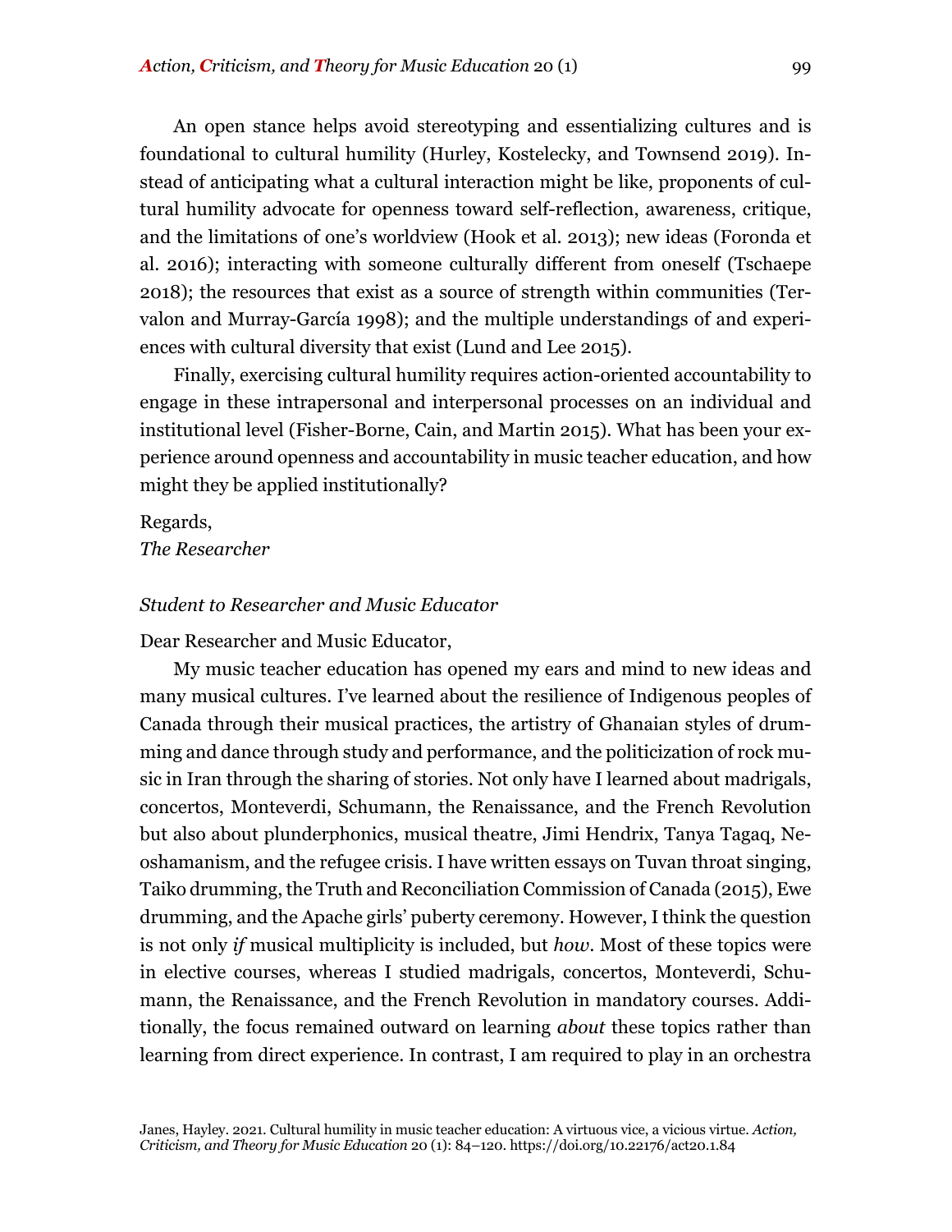An open stance helps avoid stereotyping and essentializing cultures and is foundational to cultural humility (Hurley, Kostelecky, and Townsend 2019). Instead of anticipating what a cultural interaction might be like, proponents of cultural humility advocate for openness toward self-reflection, awareness, critique, and the limitations of one's worldview (Hook et al. 2013); new ideas (Foronda et al. 2016); interacting with someone culturally different from oneself (Tschaepe 2018); the resources that exist as a source of strength within communities (Tervalon and Murray-García 1998); and the multiple understandings of and experiences with cultural diversity that exist (Lund and Lee 2015).

Finally, exercising cultural humility requires action-oriented accountability to engage in these intrapersonal and interpersonal processes on an individual and institutional level (Fisher-Borne, Cain, and Martin 2015). What has been your experience around openness and accountability in music teacher education, and how might they be applied institutionally?

Regards,
*The Researcher*

*Student to Researcher and Music Educator*

Dear Researcher and Music Educator,

My music teacher education has opened my ears and mind to new ideas and many musical cultures. I've learned about the resilience of Indigenous peoples of Canada through their musical practices, the artistry of Ghanaian styles of drumming and dance through study and performance, and the politicization of rock music in Iran through the sharing of stories. Not only have I learned about madrigals, concertos, Monteverdi, Schumann, the Renaissance, and the French Revolution but also about plunderphonics, musical theatre, Jimi Hendrix, Tanya Tagaq, Neoshamanism, and the refugee crisis. I have written essays on Tuvan throat singing, Taiko drumming, the Truth and Reconciliation Commission of Canada (2015), Ewe drumming, and the Apache girls' puberty ceremony. However, I think the question is not only *if* musical multiplicity is included, but *how*. Most of these topics were in elective courses, whereas I studied madrigals, concertos, Monteverdi, Schumann, the Renaissance, and the French Revolution in mandatory courses. Additionally, the focus remained outward on learning *about* these topics rather than learning from direct experience. In contrast, I am required to play in an orchestra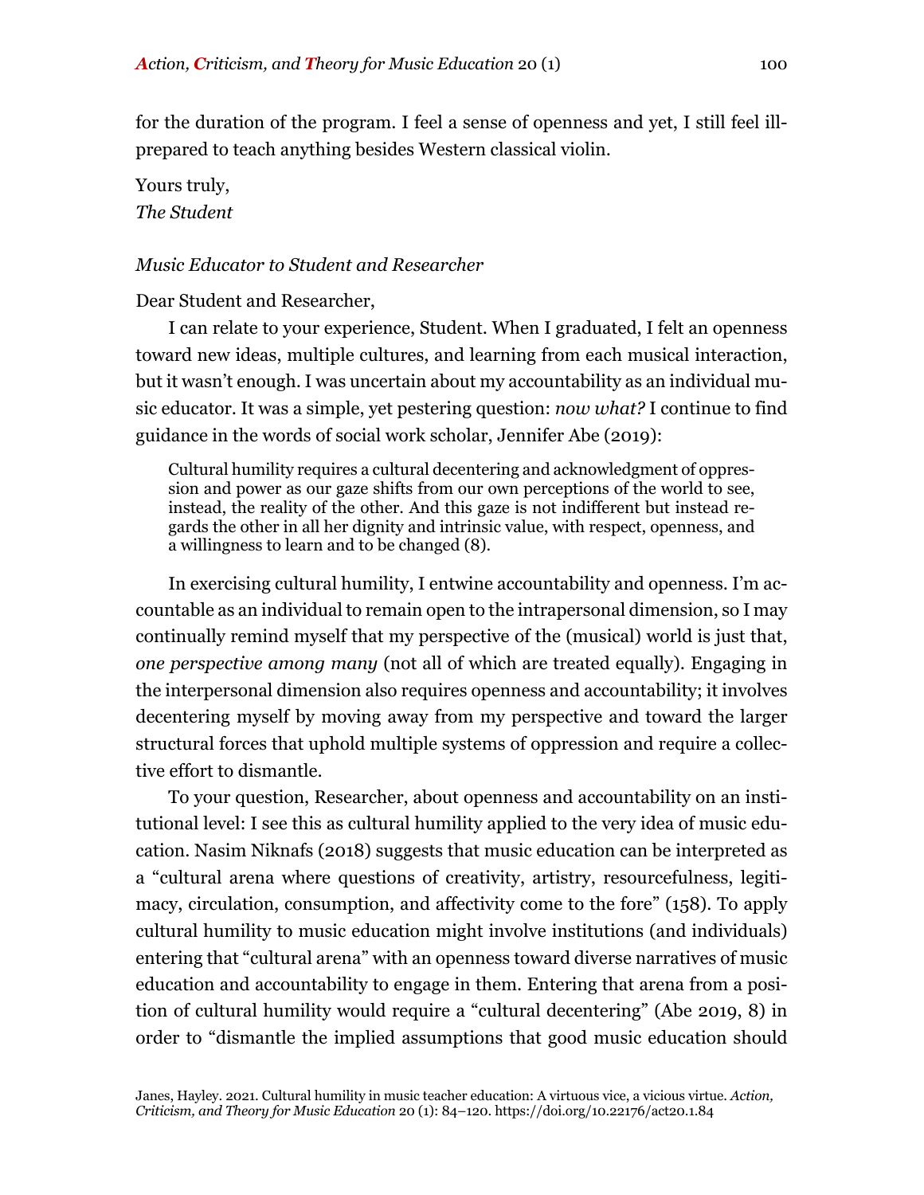for the duration of the program. I feel a sense of openness and yet, I still feel ill-prepared to teach anything besides Western classical violin.

Yours truly,  
*The Student*

*Music Educator to Student and Researcher*

Dear Student and Researcher,

I can relate to your experience, Student. When I graduated, I felt an openness toward new ideas, multiple cultures, and learning from each musical interaction, but it wasn't enough. I was uncertain about my accountability as an individual music educator. It was a simple, yet pestering question: *now what?* I continue to find guidance in the words of social work scholar, Jennifer Abe (2019):

> Cultural humility requires a cultural decentering and acknowledgment of oppression and power as our gaze shifts from our own perceptions of the world to see, instead, the reality of the other. And this gaze is not indifferent but instead regards the other in all her dignity and intrinsic value, with respect, openness, and a willingness to learn and to be changed (8).

In exercising cultural humility, I entwine accountability and openness. I'm accountable as an individual to remain open to the intrapersonal dimension, so I may continually remind myself that my perspective of the (musical) world is just that, *one perspective among many* (not all of which are treated equally). Engaging in the interpersonal dimension also requires openness and accountability; it involves decentering myself by moving away from my perspective and toward the larger structural forces that uphold multiple systems of oppression and require a collective effort to dismantle.

To your question, Researcher, about openness and accountability on an institutional level: I see this as cultural humility applied to the very idea of music education. Nasim Niknafs (2018) suggests that music education can be interpreted as a "cultural arena where questions of creativity, artistry, resourcefulness, legitimacy, circulation, consumption, and affectivity come to the fore" (158). To apply cultural humility to music education might involve institutions (and individuals) entering that "cultural arena" with an openness toward diverse narratives of music education and accountability to engage in them. Entering that arena from a position of cultural humility would require a "cultural decentering" (Abe 2019, 8) in order to "dismantle the implied assumptions that good music education should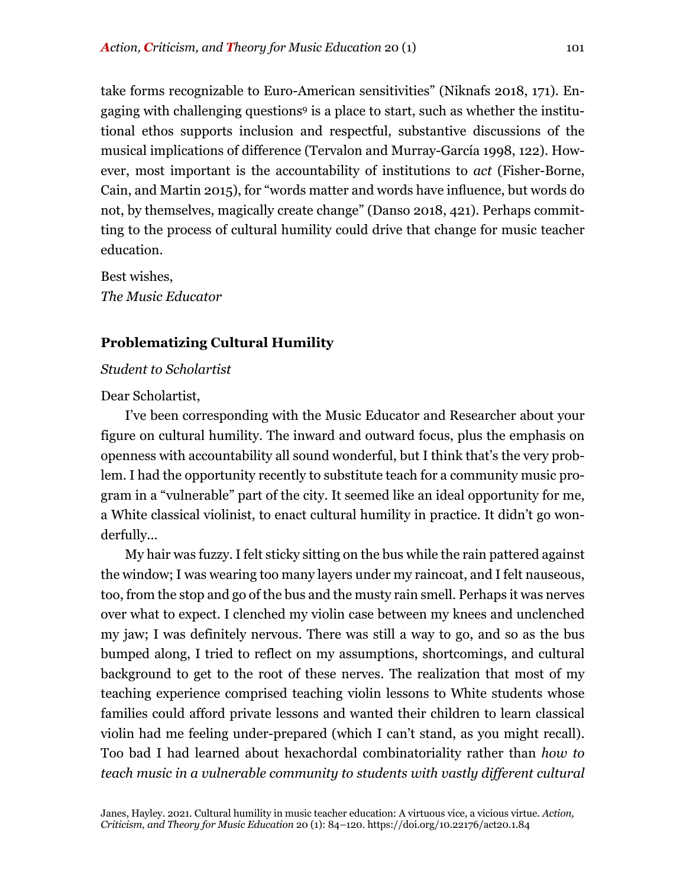take forms recognizable to Euro-American sensitivities" (Niknafs 2018, 171). Engaging with challenging questions[9] is a place to start, such as whether the institutional ethos supports inclusion and respectful, substantive discussions of the musical implications of difference (Tervalon and Murray-García 1998, 122). However, most important is the accountability of institutions to *act* (Fisher-Borne, Cain, and Martin 2015), for "words matter and words have influence, but words do not, by themselves, magically create change" (Danso 2018, 421). Perhaps committing to the process of cultural humility could drive that change for music teacher education.

Best wishes,
*The Music Educator*

### Problematizing Cultural Humility

*Student to Scholartist*

Dear Scholartist,

I've been corresponding with the Music Educator and Researcher about your figure on cultural humility. The inward and outward focus, plus the emphasis on openness with accountability all sound wonderful, but I think that's the very problem. I had the opportunity recently to substitute teach for a community music program in a "vulnerable" part of the city. It seemed like an ideal opportunity for me, a White classical violinist, to enact cultural humility in practice. It didn't go wonderfully…

My hair was fuzzy. I felt sticky sitting on the bus while the rain pattered against the window; I was wearing too many layers under my raincoat, and I felt nauseous, too, from the stop and go of the bus and the musty rain smell. Perhaps it was nerves over what to expect. I clenched my violin case between my knees and unclenched my jaw; I was definitely nervous. There was still a way to go, and so as the bus bumped along, I tried to reflect on my assumptions, shortcomings, and cultural background to get to the root of these nerves. The realization that most of my teaching experience comprised teaching violin lessons to White students whose families could afford private lessons and wanted their children to learn classical violin had me feeling under-prepared (which I can't stand, as you might recall). Too bad I had learned about hexachordal combinatoriality rather than *how to teach music in a vulnerable community to students with vastly different cultural*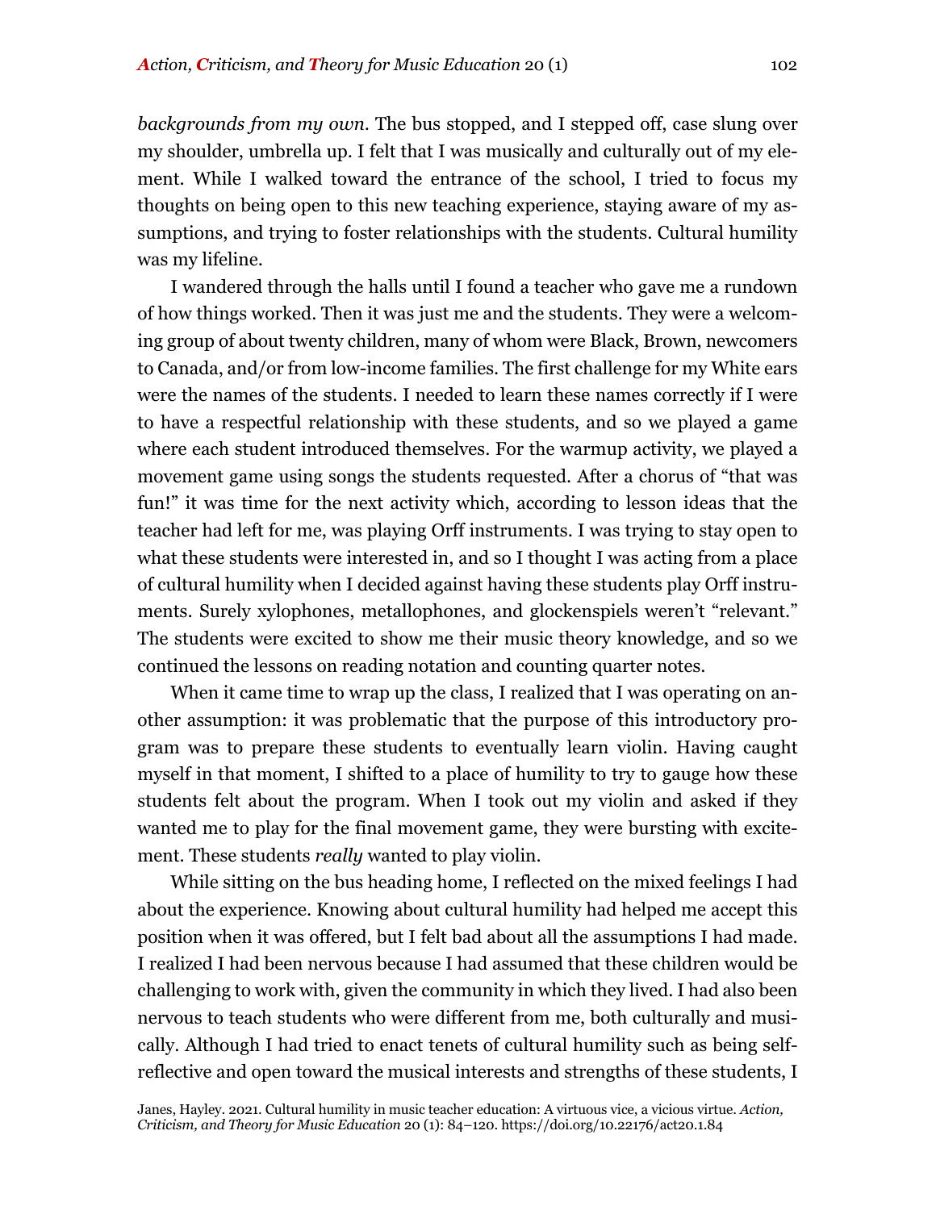*backgrounds from my own.* The bus stopped, and I stepped off, case slung over my shoulder, umbrella up. I felt that I was musically and culturally out of my element. While I walked toward the entrance of the school, I tried to focus my thoughts on being open to this new teaching experience, staying aware of my assumptions, and trying to foster relationships with the students. Cultural humility was my lifeline.

I wandered through the halls until I found a teacher who gave me a rundown of how things worked. Then it was just me and the students. They were a welcoming group of about twenty children, many of whom were Black, Brown, newcomers to Canada, and/or from low-income families. The first challenge for my White ears were the names of the students. I needed to learn these names correctly if I were to have a respectful relationship with these students, and so we played a game where each student introduced themselves. For the warmup activity, we played a movement game using songs the students requested. After a chorus of "that was fun!" it was time for the next activity which, according to lesson ideas that the teacher had left for me, was playing Orff instruments. I was trying to stay open to what these students were interested in, and so I thought I was acting from a place of cultural humility when I decided against having these students play Orff instruments. Surely xylophones, metallophones, and glockenspiels weren't "relevant." The students were excited to show me their music theory knowledge, and so we continued the lessons on reading notation and counting quarter notes.

When it came time to wrap up the class, I realized that I was operating on another assumption: it was problematic that the purpose of this introductory program was to prepare these students to eventually learn violin. Having caught myself in that moment, I shifted to a place of humility to try to gauge how these students felt about the program. When I took out my violin and asked if they wanted me to play for the final movement game, they were bursting with excitement. These students *really* wanted to play violin.

While sitting on the bus heading home, I reflected on the mixed feelings I had about the experience. Knowing about cultural humility had helped me accept this position when it was offered, but I felt bad about all the assumptions I had made. I realized I had been nervous because I had assumed that these children would be challenging to work with, given the community in which they lived. I had also been nervous to teach students who were different from me, both culturally and musically. Although I had tried to enact tenets of cultural humility such as being self-reflective and open toward the musical interests and strengths of these students, I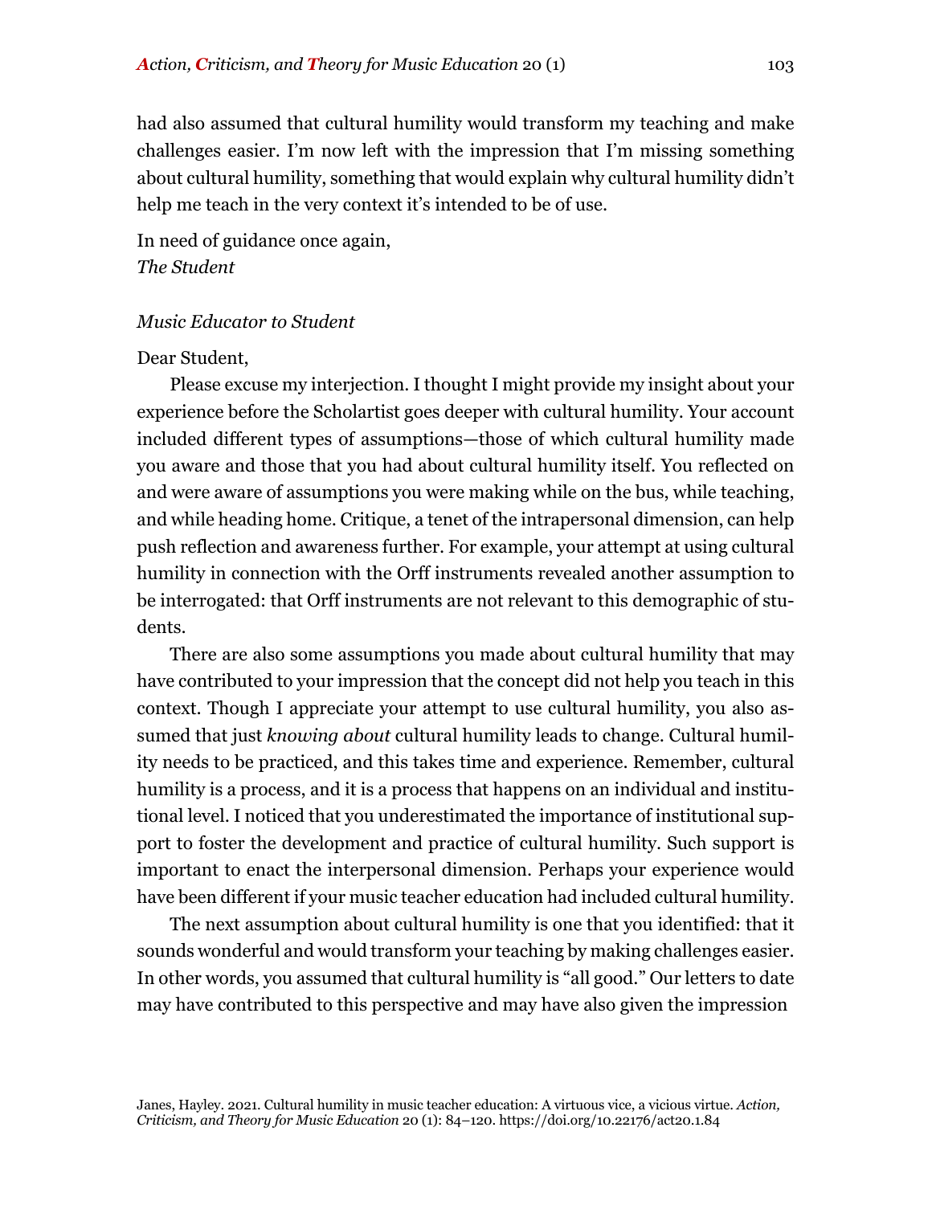had also assumed that cultural humility would transform my teaching and make challenges easier. I'm now left with the impression that I'm missing something about cultural humility, something that would explain why cultural humility didn't help me teach in the very context it's intended to be of use.

In need of guidance once again,
*The Student*

*Music Educator to Student*

Dear Student,

Please excuse my interjection. I thought I might provide my insight about your experience before the Scholartist goes deeper with cultural humility. Your account included different types of assumptions—those of which cultural humility made you aware and those that you had about cultural humility itself. You reflected on and were aware of assumptions you were making while on the bus, while teaching, and while heading home. Critique, a tenet of the intrapersonal dimension, can help push reflection and awareness further. For example, your attempt at using cultural humility in connection with the Orff instruments revealed another assumption to be interrogated: that Orff instruments are not relevant to this demographic of students.

There are also some assumptions you made about cultural humility that may have contributed to your impression that the concept did not help you teach in this context. Though I appreciate your attempt to use cultural humility, you also assumed that just *knowing about* cultural humility leads to change. Cultural humility needs to be practiced, and this takes time and experience. Remember, cultural humility is a process, and it is a process that happens on an individual and institutional level. I noticed that you underestimated the importance of institutional support to foster the development and practice of cultural humility. Such support is important to enact the interpersonal dimension. Perhaps your experience would have been different if your music teacher education had included cultural humility.

The next assumption about cultural humility is one that you identified: that it sounds wonderful and would transform your teaching by making challenges easier. In other words, you assumed that cultural humility is "all good." Our letters to date may have contributed to this perspective and may have also given the impression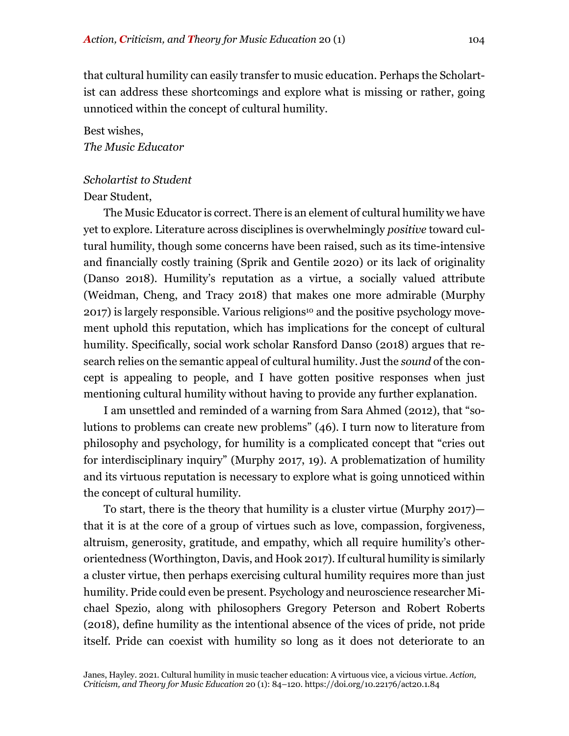that cultural humility can easily transfer to music education. Perhaps the Scholartist can address these shortcomings and explore what is missing or rather, going unnoticed within the concept of cultural humility.

Best wishes,
*The Music Educator*

*Scholartist to Student*

Dear Student,

The Music Educator is correct. There is an element of cultural humility we have yet to explore. Literature across disciplines is overwhelmingly *positive* toward cultural humility, though some concerns have been raised, such as its time-intensive and financially costly training (Sprik and Gentile 2020) or its lack of originality (Danso 2018). Humility's reputation as a virtue, a socially valued attribute (Weidman, Cheng, and Tracy 2018) that makes one more admirable (Murphy 2017) is largely responsible. Various religions[10] and the positive psychology movement uphold this reputation, which has implications for the concept of cultural humility. Specifically, social work scholar Ransford Danso (2018) argues that research relies on the semantic appeal of cultural humility. Just the *sound* of the concept is appealing to people, and I have gotten positive responses when just mentioning cultural humility without having to provide any further explanation.

I am unsettled and reminded of a warning from Sara Ahmed (2012), that "solutions to problems can create new problems" (46). I turn now to literature from philosophy and psychology, for humility is a complicated concept that "cries out for interdisciplinary inquiry" (Murphy 2017, 19). A problematization of humility and its virtuous reputation is necessary to explore what is going unnoticed within the concept of cultural humility.

To start, there is the theory that humility is a cluster virtue (Murphy 2017)—that it is at the core of a group of virtues such as love, compassion, forgiveness, altruism, generosity, gratitude, and empathy, which all require humility's other-orientedness (Worthington, Davis, and Hook 2017). If cultural humility is similarly a cluster virtue, then perhaps exercising cultural humility requires more than just humility. Pride could even be present. Psychology and neuroscience researcher Michael Spezio, along with philosophers Gregory Peterson and Robert Roberts (2018), define humility as the intentional absence of the vices of pride, not pride itself. Pride can coexist with humility so long as it does not deteriorate to an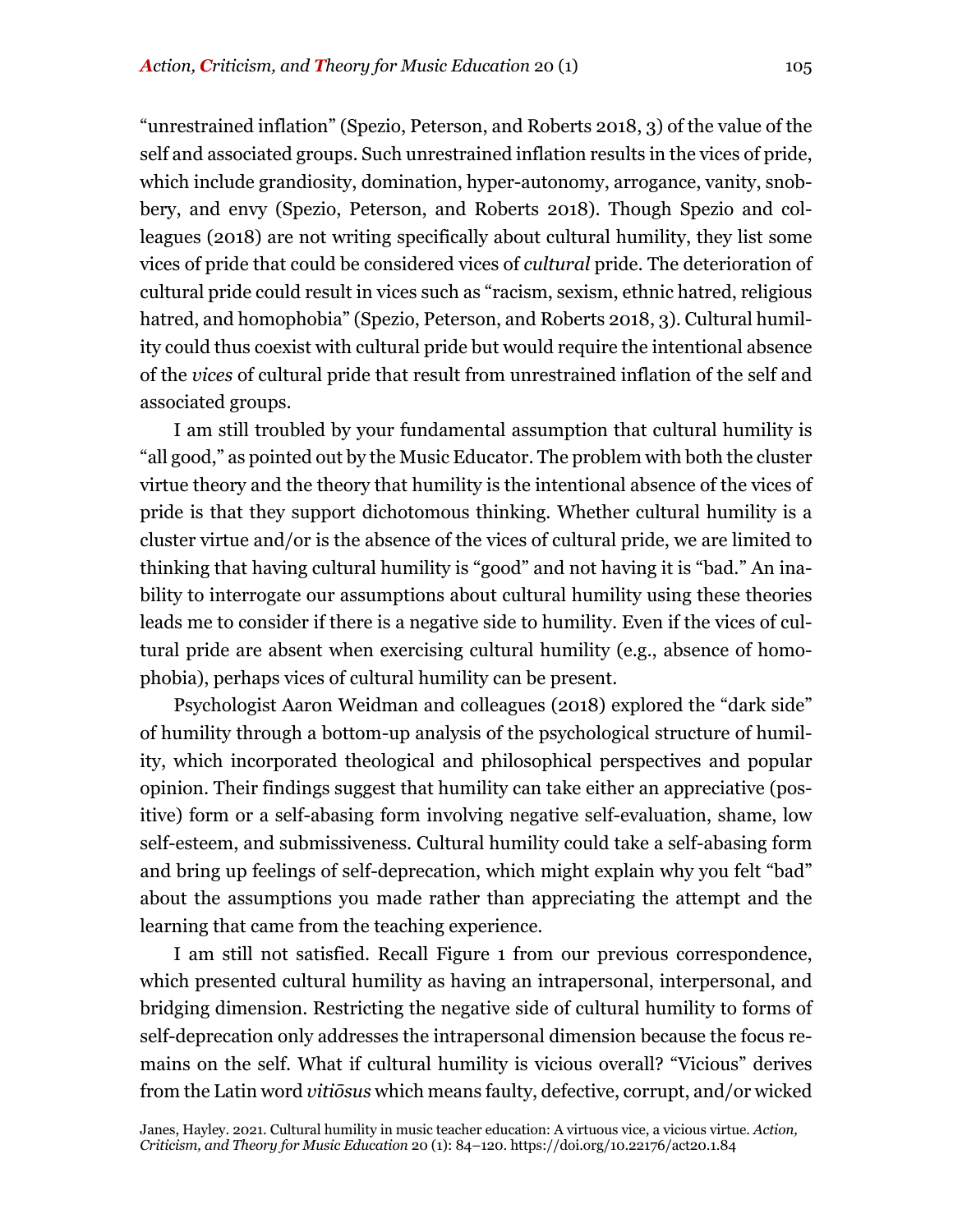"unrestrained inflation" (Spezio, Peterson, and Roberts 2018, 3) of the value of the self and associated groups. Such unrestrained inflation results in the vices of pride, which include grandiosity, domination, hyper-autonomy, arrogance, vanity, snobbery, and envy (Spezio, Peterson, and Roberts 2018). Though Spezio and colleagues (2018) are not writing specifically about cultural humility, they list some vices of pride that could be considered vices of *cultural* pride. The deterioration of cultural pride could result in vices such as "racism, sexism, ethnic hatred, religious hatred, and homophobia" (Spezio, Peterson, and Roberts 2018, 3). Cultural humility could thus coexist with cultural pride but would require the intentional absence of the *vices* of cultural pride that result from unrestrained inflation of the self and associated groups.

I am still troubled by your fundamental assumption that cultural humility is "all good," as pointed out by the Music Educator. The problem with both the cluster virtue theory and the theory that humility is the intentional absence of the vices of pride is that they support dichotomous thinking. Whether cultural humility is a cluster virtue and/or is the absence of the vices of cultural pride, we are limited to thinking that having cultural humility is "good" and not having it is "bad." An inability to interrogate our assumptions about cultural humility using these theories leads me to consider if there is a negative side to humility. Even if the vices of cultural pride are absent when exercising cultural humility (e.g., absence of homophobia), perhaps vices of cultural humility can be present.

Psychologist Aaron Weidman and colleagues (2018) explored the "dark side" of humility through a bottom-up analysis of the psychological structure of humility, which incorporated theological and philosophical perspectives and popular opinion. Their findings suggest that humility can take either an appreciative (positive) form or a self-abasing form involving negative self-evaluation, shame, low self-esteem, and submissiveness. Cultural humility could take a self-abasing form and bring up feelings of self-deprecation, which might explain why you felt "bad" about the assumptions you made rather than appreciating the attempt and the learning that came from the teaching experience.

I am still not satisfied. Recall Figure 1 from our previous correspondence, which presented cultural humility as having an intrapersonal, interpersonal, and bridging dimension. Restricting the negative side of cultural humility to forms of self-deprecation only addresses the intrapersonal dimension because the focus remains on the self. What if cultural humility is vicious overall? "Vicious" derives from the Latin word *vitiōsus* which means faulty, defective, corrupt, and/or wicked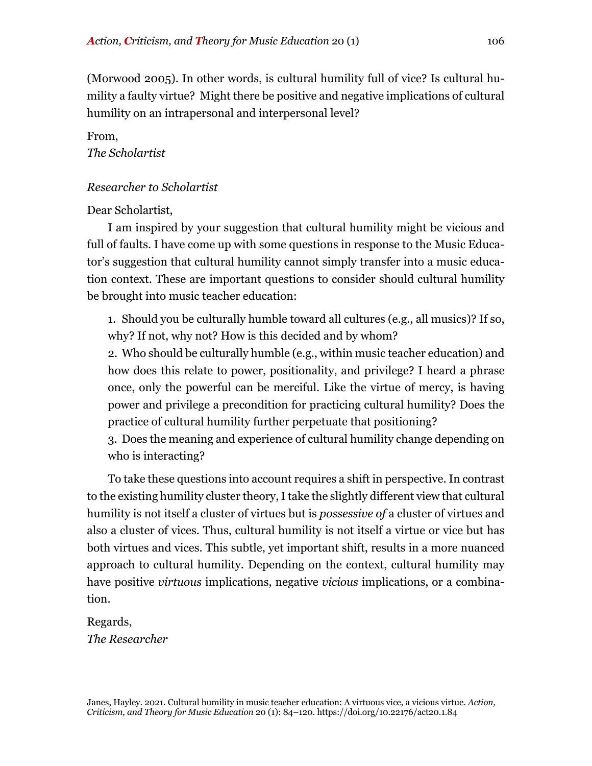(Morwood 2005). In other words, is cultural humility full of vice? Is cultural humility a faulty virtue? Might there be positive and negative implications of cultural humility on an intrapersonal and interpersonal level?

From,
*The Scholartist*

*Researcher to Scholartist*

Dear Scholartist,

I am inspired by your suggestion that cultural humility might be vicious and full of faults. I have come up with some questions in response to the Music Educator's suggestion that cultural humility cannot simply transfer into a music education context. These are important questions to consider should cultural humility be brought into music teacher education:

1. Should you be culturally humble toward all cultures (e.g., all musics)? If so, why? If not, why not? How is this decided and by whom?
2. Who should be culturally humble (e.g., within music teacher education) and how does this relate to power, positionality, and privilege? I heard a phrase once, only the powerful can be merciful. Like the virtue of mercy, is having power and privilege a precondition for practicing cultural humility? Does the practice of cultural humility further perpetuate that positioning?
3. Does the meaning and experience of cultural humility change depending on who is interacting?

To take these questions into account requires a shift in perspective. In contrast to the existing humility cluster theory, I take the slightly different view that cultural humility is not itself a cluster of virtues but is *possessive of* a cluster of virtues and also a cluster of vices. Thus, cultural humility is not itself a virtue or vice but has both virtues and vices. This subtle, yet important shift, results in a more nuanced approach to cultural humility. Depending on the context, cultural humility may have positive *virtuous* implications, negative *vicious* implications, or a combination.

Regards,
*The Researcher*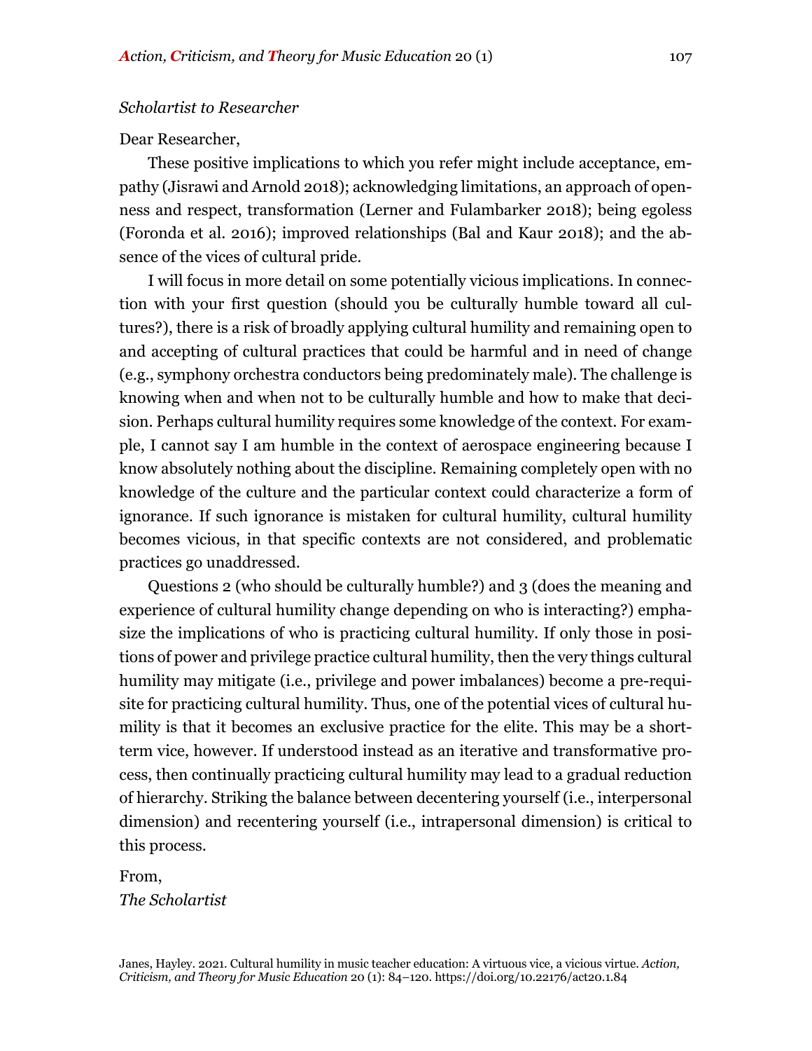*Scholartist to Researcher*

Dear Researcher,

These positive implications to which you refer might include acceptance, empathy (Jisrawi and Arnold 2018); acknowledging limitations, an approach of openness and respect, transformation (Lerner and Fulambarker 2018); being egoless (Foronda et al. 2016); improved relationships (Bal and Kaur 2018); and the absence of the vices of cultural pride.

I will focus in more detail on some potentially vicious implications. In connection with your first question (should you be culturally humble toward all cultures?), there is a risk of broadly applying cultural humility and remaining open to and accepting of cultural practices that could be harmful and in need of change (e.g., symphony orchestra conductors being predominately male). The challenge is knowing when and when not to be culturally humble and how to make that decision. Perhaps cultural humility requires some knowledge of the context. For example, I cannot say I am humble in the context of aerospace engineering because I know absolutely nothing about the discipline. Remaining completely open with no knowledge of the culture and the particular context could characterize a form of ignorance. If such ignorance is mistaken for cultural humility, cultural humility becomes vicious, in that specific contexts are not considered, and problematic practices go unaddressed.

Questions 2 (who should be culturally humble?) and 3 (does the meaning and experience of cultural humility change depending on who is interacting?) emphasize the implications of who is practicing cultural humility. If only those in positions of power and privilege practice cultural humility, then the very things cultural humility may mitigate (i.e., privilege and power imbalances) become a pre-requisite for practicing cultural humility. Thus, one of the potential vices of cultural humility is that it becomes an exclusive practice for the elite. This may be a short-term vice, however. If understood instead as an iterative and transformative process, then continually practicing cultural humility may lead to a gradual reduction of hierarchy. Striking the balance between decentering yourself (i.e., interpersonal dimension) and recentering yourself (i.e., intrapersonal dimension) is critical to this process.

From,
*The Scholartist*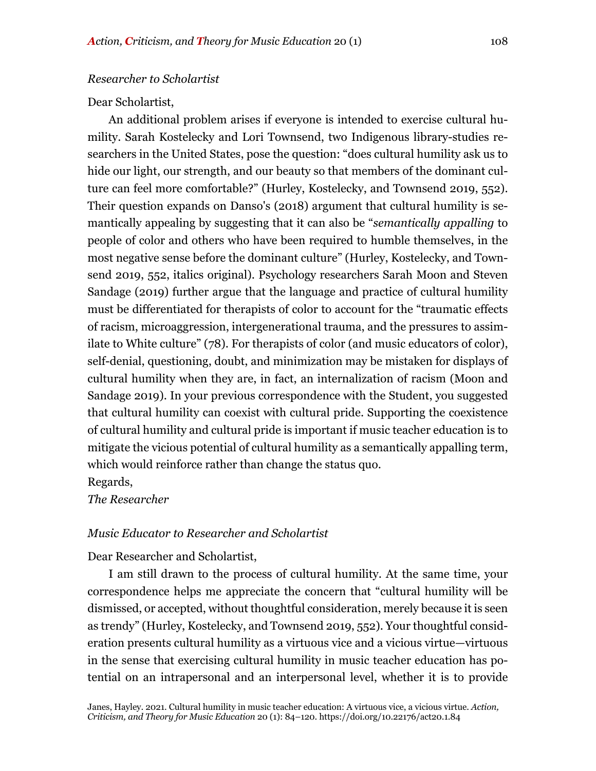*Researcher to Scholartist*

Dear Scholartist,

An additional problem arises if everyone is intended to exercise cultural humility. Sarah Kostelecky and Lori Townsend, two Indigenous library-studies researchers in the United States, pose the question: "does cultural humility ask us to hide our light, our strength, and our beauty so that members of the dominant culture can feel more comfortable?" (Hurley, Kostelecky, and Townsend 2019, 552). Their question expands on Danso's (2018) argument that cultural humility is semantically appealing by suggesting that it can also be "*semantically appalling* to people of color and others who have been required to humble themselves, in the most negative sense before the dominant culture" (Hurley, Kostelecky, and Townsend 2019, 552, italics original). Psychology researchers Sarah Moon and Steven Sandage (2019) further argue that the language and practice of cultural humility must be differentiated for therapists of color to account for the "traumatic effects of racism, microaggression, intergenerational trauma, and the pressures to assimilate to White culture" (78). For therapists of color (and music educators of color), self-denial, questioning, doubt, and minimization may be mistaken for displays of cultural humility when they are, in fact, an internalization of racism (Moon and Sandage 2019). In your previous correspondence with the Student, you suggested that cultural humility can coexist with cultural pride. Supporting the coexistence of cultural humility and cultural pride is important if music teacher education is to mitigate the vicious potential of cultural humility as a semantically appalling term, which would reinforce rather than change the status quo.

Regards,

*The Researcher*

*Music Educator to Researcher and Scholartist*

Dear Researcher and Scholartist,

I am still drawn to the process of cultural humility. At the same time, your correspondence helps me appreciate the concern that "cultural humility will be dismissed, or accepted, without thoughtful consideration, merely because it is seen as trendy" (Hurley, Kostelecky, and Townsend 2019, 552). Your thoughtful consideration presents cultural humility as a virtuous vice and a vicious virtue—virtuous in the sense that exercising cultural humility in music teacher education has potential on an intrapersonal and an interpersonal level, whether it is to provide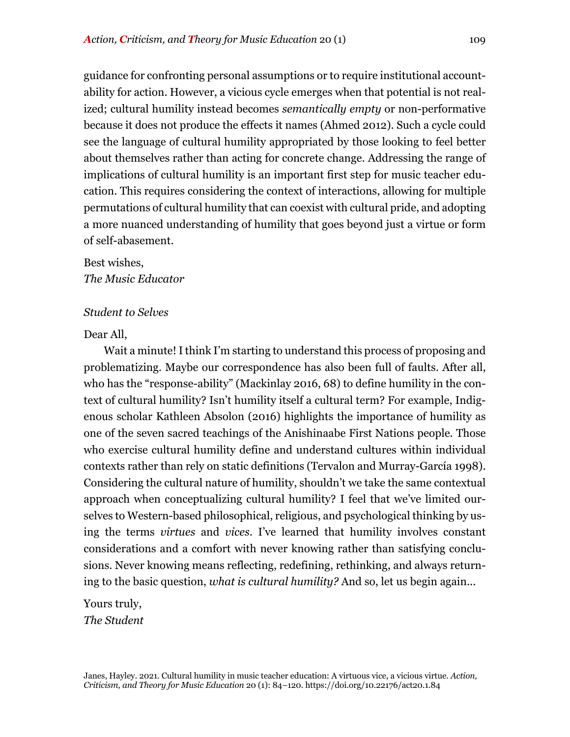guidance for confronting personal assumptions or to require institutional accountability for action. However, a vicious cycle emerges when that potential is not realized; cultural humility instead becomes *semantically empty* or non-performative because it does not produce the effects it names (Ahmed 2012). Such a cycle could see the language of cultural humility appropriated by those looking to feel better about themselves rather than acting for concrete change. Addressing the range of implications of cultural humility is an important first step for music teacher education. This requires considering the context of interactions, allowing for multiple permutations of cultural humility that can coexist with cultural pride, and adopting a more nuanced understanding of humility that goes beyond just a virtue or form of self-abasement.

Best wishes,
*The Music Educator*

*Student to Selves*

Dear All,

Wait a minute! I think I'm starting to understand this process of proposing and problematizing. Maybe our correspondence has also been full of faults. After all, who has the "response-ability" (Mackinlay 2016, 68) to define humility in the context of cultural humility? Isn't humility itself a cultural term? For example, Indigenous scholar Kathleen Absolon (2016) highlights the importance of humility as one of the seven sacred teachings of the Anishinaabe First Nations people. Those who exercise cultural humility define and understand cultures within individual contexts rather than rely on static definitions (Tervalon and Murray-García 1998). Considering the cultural nature of humility, shouldn't we take the same contextual approach when conceptualizing cultural humility? I feel that we've limited ourselves to Western-based philosophical, religious, and psychological thinking by using the terms *virtues* and *vices*. I've learned that humility involves constant considerations and a comfort with never knowing rather than satisfying conclusions. Never knowing means reflecting, redefining, rethinking, and always returning to the basic question, *what is cultural humility?* And so, let us begin again...

Yours truly,
*The Student*

Janes, Hayley. 2021. Cultural humility in music teacher education: A virtuous vice, a vicious virtue. *Action, Criticism, and Theory for Music Education* 20 (1): 84–120. https://doi.org/10.22176/act20.1.84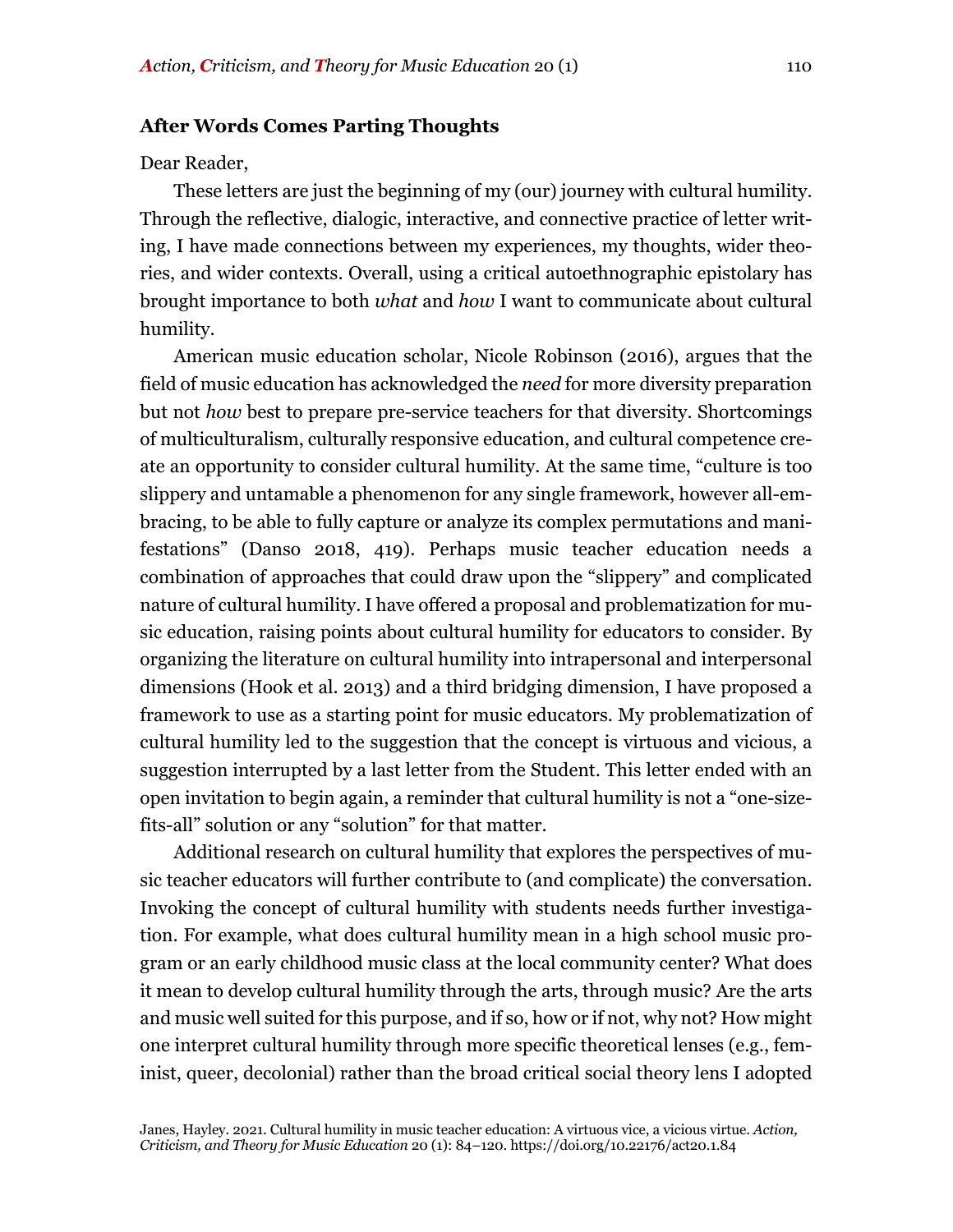### After Words Comes Parting Thoughts

Dear Reader,

These letters are just the beginning of my (our) journey with cultural humility. Through the reflective, dialogic, interactive, and connective practice of letter writing, I have made connections between my experiences, my thoughts, wider theories, and wider contexts. Overall, using a critical autoethnographic epistolary has brought importance to both *what* and *how* I want to communicate about cultural humility.

American music education scholar, Nicole Robinson (2016), argues that the field of music education has acknowledged the *need* for more diversity preparation but not *how* best to prepare pre-service teachers for that diversity. Shortcomings of multiculturalism, culturally responsive education, and cultural competence create an opportunity to consider cultural humility. At the same time, "culture is too slippery and untamable a phenomenon for any single framework, however all-embracing, to be able to fully capture or analyze its complex permutations and manifestations" (Danso 2018, 419). Perhaps music teacher education needs a combination of approaches that could draw upon the "slippery" and complicated nature of cultural humility. I have offered a proposal and problematization for music education, raising points about cultural humility for educators to consider. By organizing the literature on cultural humility into intrapersonal and interpersonal dimensions (Hook et al. 2013) and a third bridging dimension, I have proposed a framework to use as a starting point for music educators. My problematization of cultural humility led to the suggestion that the concept is virtuous and vicious, a suggestion interrupted by a last letter from the Student. This letter ended with an open invitation to begin again, a reminder that cultural humility is not a "one-size-fits-all" solution or any "solution" for that matter.

Additional research on cultural humility that explores the perspectives of music teacher educators will further contribute to (and complicate) the conversation. Invoking the concept of cultural humility with students needs further investigation. For example, what does cultural humility mean in a high school music program or an early childhood music class at the local community center? What does it mean to develop cultural humility through the arts, through music? Are the arts and music well suited for this purpose, and if so, how or if not, why not? How might one interpret cultural humility through more specific theoretical lenses (e.g., feminist, queer, decolonial) rather than the broad critical social theory lens I adopted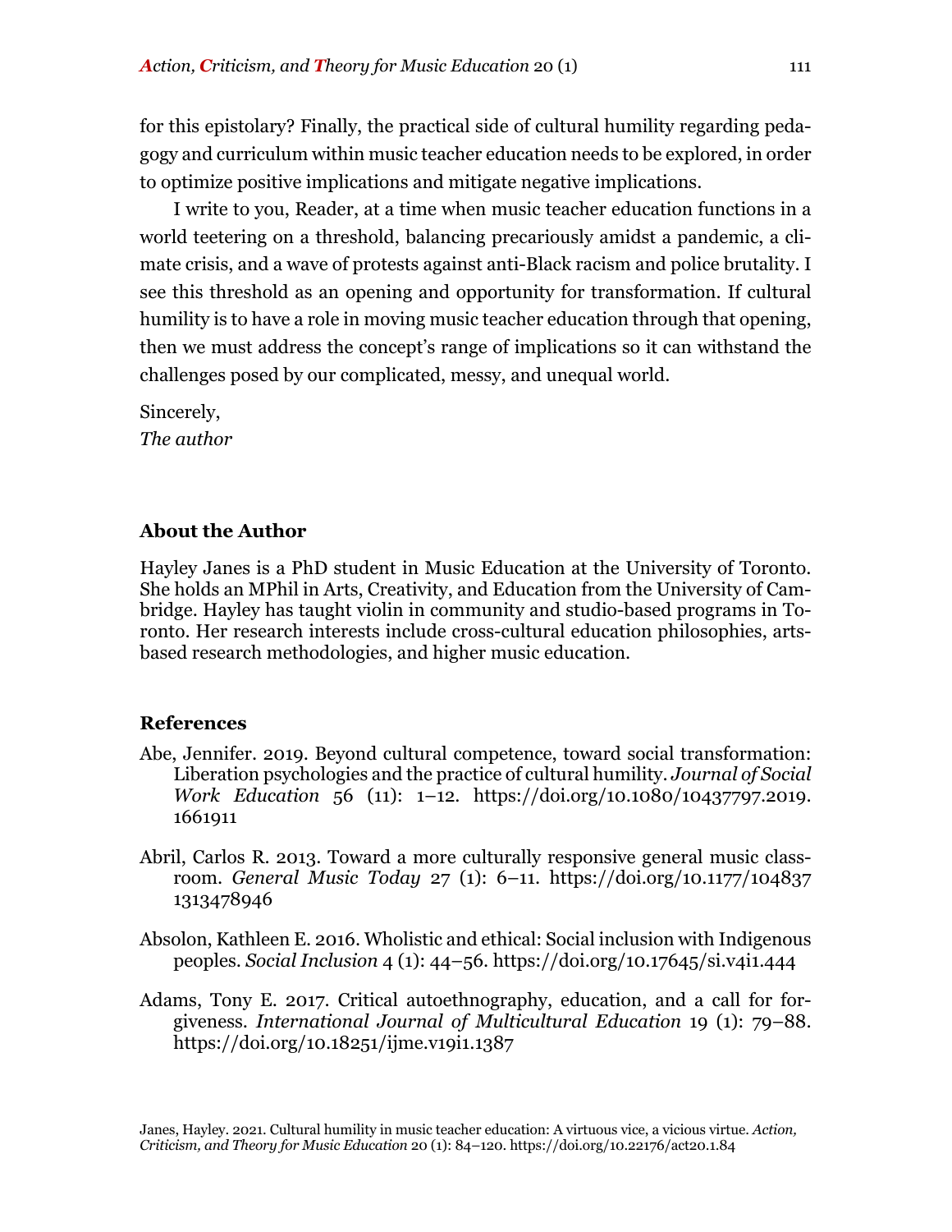for this epistolary? Finally, the practical side of cultural humility regarding pedagogy and curriculum within music teacher education needs to be explored, in order to optimize positive implications and mitigate negative implications.

I write to you, Reader, at a time when music teacher education functions in a world teetering on a threshold, balancing precariously amidst a pandemic, a climate crisis, and a wave of protests against anti-Black racism and police brutality. I see this threshold as an opening and opportunity for transformation. If cultural humility is to have a role in moving music teacher education through that opening, then we must address the concept's range of implications so it can withstand the challenges posed by our complicated, messy, and unequal world.

Sincerely,
*The author*

## About the Author

Hayley Janes is a PhD student in Music Education at the University of Toronto. She holds an MPhil in Arts, Creativity, and Education from the University of Cambridge. Hayley has taught violin in community and studio-based programs in Toronto. Her research interests include cross-cultural education philosophies, arts-based research methodologies, and higher music education.

## References

Abe, Jennifer. 2019. Beyond cultural competence, toward social transformation: Liberation psychologies and the practice of cultural humility. *Journal of Social Work Education* 56 (11): 1–12. https://doi.org/10.1080/10437797.2019.1661911

Abril, Carlos R. 2013. Toward a more culturally responsive general music classroom. *General Music Today* 27 (1): 6–11. https://doi.org/10.1177/1048371313478946

Absolon, Kathleen E. 2016. Wholistic and ethical: Social inclusion with Indigenous peoples. *Social Inclusion* 4 (1): 44–56. https://doi.org/10.17645/si.v4i1.444

Adams, Tony E. 2017. Critical autoethnography, education, and a call for forgiveness. *International Journal of Multicultural Education* 19 (1): 79–88. https://doi.org/10.18251/ijme.v19i1.1387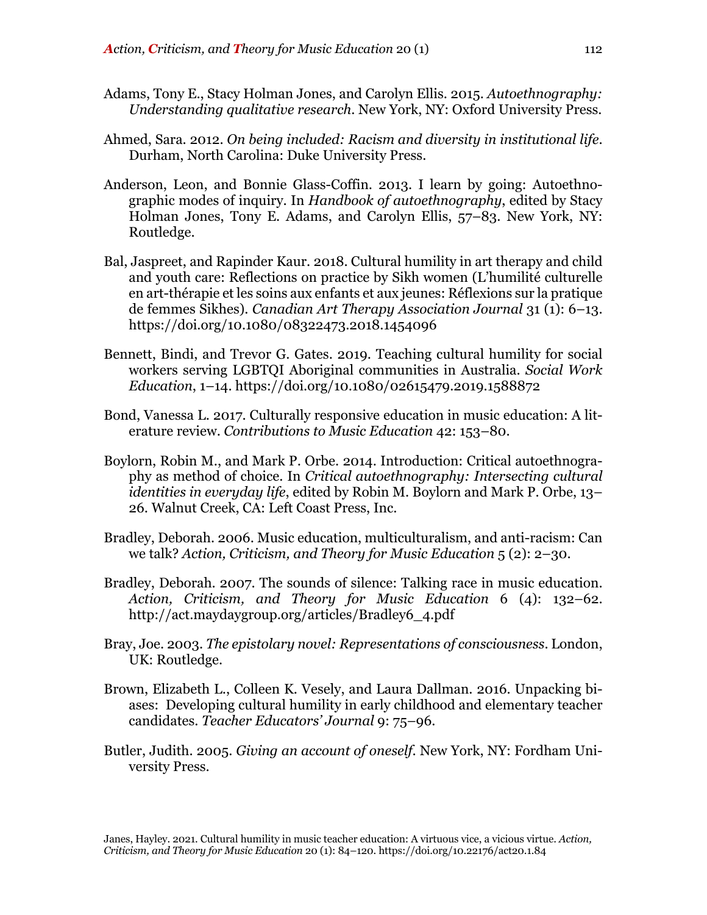Adams, Tony E., Stacy Holman Jones, and Carolyn Ellis. 2015. *Autoethnography: Understanding qualitative research*. New York, NY: Oxford University Press.

Ahmed, Sara. 2012. *On being included: Racism and diversity in institutional life*. Durham, North Carolina: Duke University Press.

Anderson, Leon, and Bonnie Glass-Coffin. 2013. I learn by going: Autoethnographic modes of inquiry. In *Handbook of autoethnography*, edited by Stacy Holman Jones, Tony E. Adams, and Carolyn Ellis, 57–83. New York, NY: Routledge.

Bal, Jaspreet, and Rapinder Kaur. 2018. Cultural humility in art therapy and child and youth care: Reflections on practice by Sikh women (L'humilité culturelle en art-thérapie et les soins aux enfants et aux jeunes: Réflexions sur la pratique de femmes Sikhes). *Canadian Art Therapy Association Journal* 31 (1): 6–13. https://doi.org/10.1080/08322473.2018.1454096

Bennett, Bindi, and Trevor G. Gates. 2019. Teaching cultural humility for social workers serving LGBTQI Aboriginal communities in Australia. *Social Work Education*, 1–14. https://doi.org/10.1080/02615479.2019.1588872

Bond, Vanessa L. 2017. Culturally responsive education in music education: A literature review. *Contributions to Music Education* 42: 153–80.

Boylorn, Robin M., and Mark P. Orbe. 2014. Introduction: Critical autoethnography as method of choice. In *Critical autoethnography: Intersecting cultural identities in everyday life*, edited by Robin M. Boylorn and Mark P. Orbe, 13–26. Walnut Creek, CA: Left Coast Press, Inc.

Bradley, Deborah. 2006. Music education, multiculturalism, and anti-racism: Can we talk? *Action, Criticism, and Theory for Music Education* 5 (2): 2–30.

Bradley, Deborah. 2007. The sounds of silence: Talking race in music education. *Action, Criticism, and Theory for Music Education* 6 (4): 132–62. http://act.maydaygroup.org/articles/Bradley6_4.pdf

Bray, Joe. 2003. *The epistolary novel: Representations of consciousness*. London, UK: Routledge.

Brown, Elizabeth L., Colleen K. Vesely, and Laura Dallman. 2016. Unpacking biases: Developing cultural humility in early childhood and elementary teacher candidates. *Teacher Educators' Journal* 9: 75–96.

Butler, Judith. 2005. *Giving an account of oneself*. New York, NY: Fordham University Press.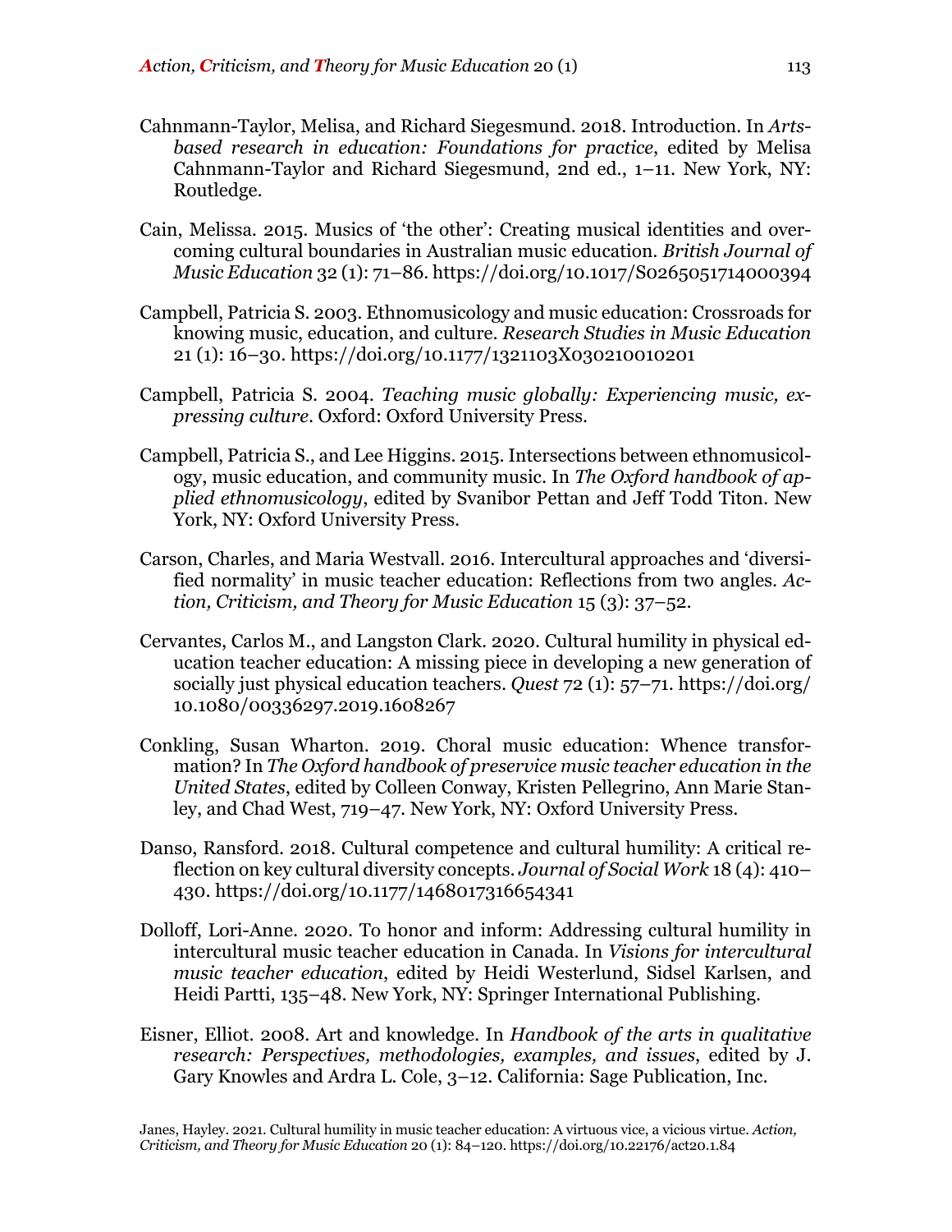Cahnmann-Taylor, Melisa, and Richard Siegesmund. 2018. Introduction. In *Arts-based research in education: Foundations for practice*, edited by Melisa Cahnmann-Taylor and Richard Siegesmund, 2nd ed., 1–11. New York, NY: Routledge.

Cain, Melissa. 2015. Musics of 'the other': Creating musical identities and overcoming cultural boundaries in Australian music education. *British Journal of Music Education* 32 (1): 71–86. https://doi.org/10.1017/S0265051714000394

Campbell, Patricia S. 2003. Ethnomusicology and music education: Crossroads for knowing music, education, and culture. *Research Studies in Music Education* 21 (1): 16–30. https://doi.org/10.1177/1321103X030210010201

Campbell, Patricia S. 2004. *Teaching music globally: Experiencing music, expressing culture*. Oxford: Oxford University Press.

Campbell, Patricia S., and Lee Higgins. 2015. Intersections between ethnomusicology, music education, and community music. In *The Oxford handbook of applied ethnomusicology*, edited by Svanibor Pettan and Jeff Todd Titon. New York, NY: Oxford University Press.

Carson, Charles, and Maria Westvall. 2016. Intercultural approaches and 'diversified normality' in music teacher education: Reflections from two angles. *Action, Criticism, and Theory for Music Education* 15 (3): 37–52.

Cervantes, Carlos M., and Langston Clark. 2020. Cultural humility in physical education teacher education: A missing piece in developing a new generation of socially just physical education teachers. *Quest* 72 (1): 57–71. https://doi.org/10.1080/00336297.2019.1608267

Conkling, Susan Wharton. 2019. Choral music education: Whence transformation? In *The Oxford handbook of preservice music teacher education in the United States*, edited by Colleen Conway, Kristen Pellegrino, Ann Marie Stanley, and Chad West, 719–47. New York, NY: Oxford University Press.

Danso, Ransford. 2018. Cultural competence and cultural humility: A critical reflection on key cultural diversity concepts. *Journal of Social Work* 18 (4): 410–430. https://doi.org/10.1177/1468017316654341

Dolloff, Lori-Anne. 2020. To honor and inform: Addressing cultural humility in intercultural music teacher education in Canada. In *Visions for intercultural music teacher education*, edited by Heidi Westerlund, Sidsel Karlsen, and Heidi Partti, 135–48. New York, NY: Springer International Publishing.

Eisner, Elliot. 2008. Art and knowledge. In *Handbook of the arts in qualitative research: Perspectives, methodologies, examples, and issues*, edited by J. Gary Knowles and Ardra L. Cole, 3–12. California: Sage Publication, Inc.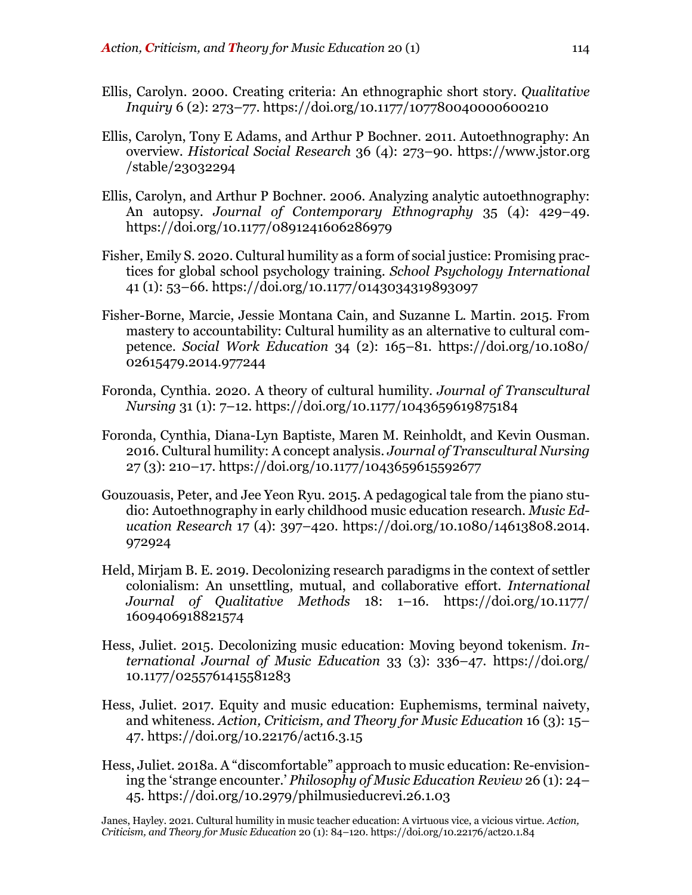Ellis, Carolyn. 2000. Creating criteria: An ethnographic short story. *Qualitative Inquiry* 6 (2): 273–77. https://doi.org/10.1177/107780040000600210

Ellis, Carolyn, Tony E Adams, and Arthur P Bochner. 2011. Autoethnography: An overview. *Historical Social Research* 36 (4): 273–90. https://www.jstor.org/stable/23032294

Ellis, Carolyn, and Arthur P Bochner. 2006. Analyzing analytic autoethnography: An autopsy. *Journal of Contemporary Ethnography* 35 (4): 429–49. https://doi.org/10.1177/0891241606286979

Fisher, Emily S. 2020. Cultural humility as a form of social justice: Promising practices for global school psychology training. *School Psychology International* 41 (1): 53–66. https://doi.org/10.1177/0143034319893097

Fisher-Borne, Marcie, Jessie Montana Cain, and Suzanne L. Martin. 2015. From mastery to accountability: Cultural humility as an alternative to cultural competence. *Social Work Education* 34 (2): 165–81. https://doi.org/10.1080/02615479.2014.977244

Foronda, Cynthia. 2020. A theory of cultural humility. *Journal of Transcultural Nursing* 31 (1): 7–12. https://doi.org/10.1177/1043659619875184

Foronda, Cynthia, Diana-Lyn Baptiste, Maren M. Reinholdt, and Kevin Ousman. 2016. Cultural humility: A concept analysis. *Journal of Transcultural Nursing* 27 (3): 210–17. https://doi.org/10.1177/1043659615592677

Gouzouasis, Peter, and Jee Yeon Ryu. 2015. A pedagogical tale from the piano studio: Autoethnography in early childhood music education research. *Music Education Research* 17 (4): 397–420. https://doi.org/10.1080/14613808.2014.972924

Held, Mirjam B. E. 2019. Decolonizing research paradigms in the context of settler colonialism: An unsettling, mutual, and collaborative effort. *International Journal of Qualitative Methods* 18: 1–16. https://doi.org/10.1177/1609406918821574

Hess, Juliet. 2015. Decolonizing music education: Moving beyond tokenism. *International Journal of Music Education* 33 (3): 336–47. https://doi.org/10.1177/0255761415581283

Hess, Juliet. 2017. Equity and music education: Euphemisms, terminal naivety, and whiteness. *Action, Criticism, and Theory for Music Education* 16 (3): 15–47. https://doi.org/10.22176/act16.3.15

Hess, Juliet. 2018a. A "discomfortable" approach to music education: Re-envisioning the 'strange encounter.' *Philosophy of Music Education Review* 26 (1): 24–45. https://doi.org/10.2979/philmusieducrevi.26.1.03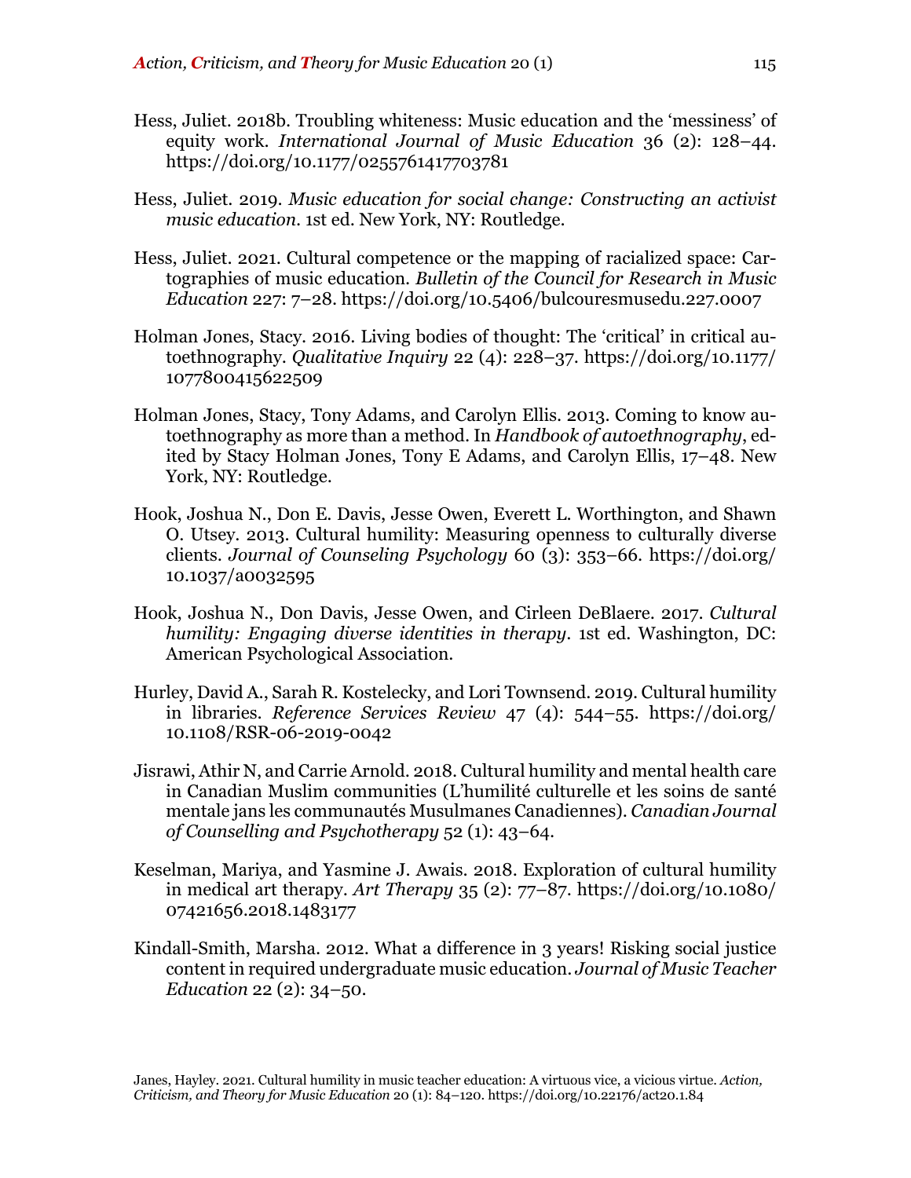Hess, Juliet. 2018b. Troubling whiteness: Music education and the 'messiness' of equity work. *International Journal of Music Education* 36 (2): 128–44. https://doi.org/10.1177/0255761417703781

Hess, Juliet. 2019. *Music education for social change: Constructing an activist music education*. 1st ed. New York, NY: Routledge.

Hess, Juliet. 2021. Cultural competence or the mapping of racialized space: Cartographies of music education. *Bulletin of the Council for Research in Music Education* 227: 7–28. https://doi.org/10.5406/bulcouresmusedu.227.0007

Holman Jones, Stacy. 2016. Living bodies of thought: The 'critical' in critical autoethnography. *Qualitative Inquiry* 22 (4): 228–37. https://doi.org/10.1177/1077800415622509

Holman Jones, Stacy, Tony Adams, and Carolyn Ellis. 2013. Coming to know autoethnography as more than a method. In *Handbook of autoethnography*, edited by Stacy Holman Jones, Tony E Adams, and Carolyn Ellis, 17–48. New York, NY: Routledge.

Hook, Joshua N., Don E. Davis, Jesse Owen, Everett L. Worthington, and Shawn O. Utsey. 2013. Cultural humility: Measuring openness to culturally diverse clients. *Journal of Counseling Psychology* 60 (3): 353–66. https://doi.org/10.1037/a0032595

Hook, Joshua N., Don Davis, Jesse Owen, and Cirleen DeBlaere. 2017. *Cultural humility: Engaging diverse identities in therapy*. 1st ed. Washington, DC: American Psychological Association.

Hurley, David A., Sarah R. Kostelecky, and Lori Townsend. 2019. Cultural humility in libraries. *Reference Services Review* 47 (4): 544–55. https://doi.org/10.1108/RSR-06-2019-0042

Jisrawi, Athir N, and Carrie Arnold. 2018. Cultural humility and mental health care in Canadian Muslim communities (L'humilité culturelle et les soins de santé mentale jans les communautés Musulmanes Canadiennes). *Canadian Journal of Counselling and Psychotherapy* 52 (1): 43–64.

Keselman, Mariya, and Yasmine J. Awais. 2018. Exploration of cultural humility in medical art therapy. *Art Therapy* 35 (2): 77–87. https://doi.org/10.1080/07421656.2018.1483177

Kindall-Smith, Marsha. 2012. What a difference in 3 years! Risking social justice content in required undergraduate music education. *Journal of Music Teacher Education* 22 (2): 34–50.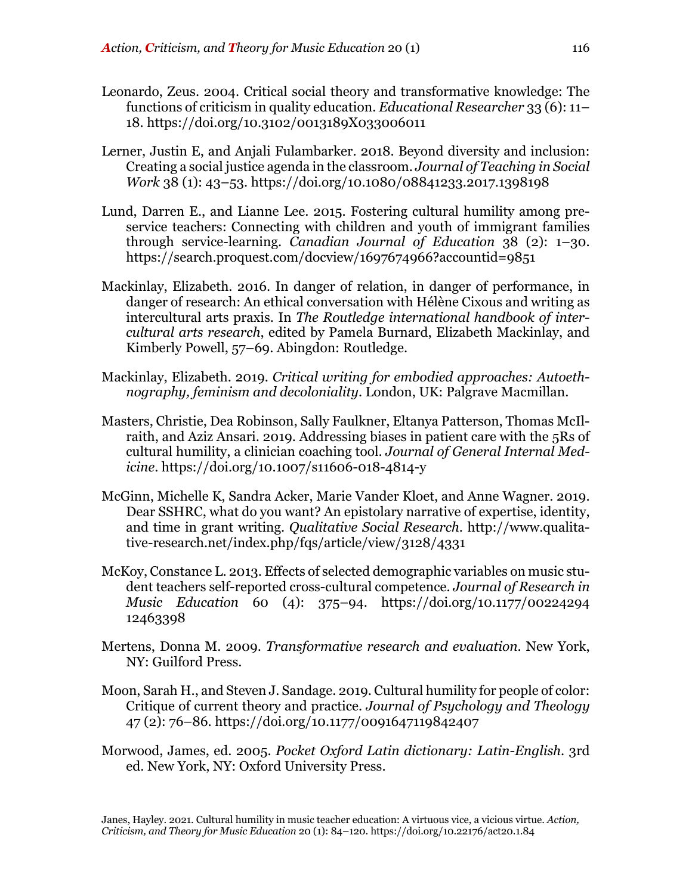Leonardo, Zeus. 2004. Critical social theory and transformative knowledge: The functions of criticism in quality education. *Educational Researcher* 33 (6): 11–18. https://doi.org/10.3102/0013189X033006011

Lerner, Justin E, and Anjali Fulambarker. 2018. Beyond diversity and inclusion: Creating a social justice agenda in the classroom. *Journal of Teaching in Social Work* 38 (1): 43–53. https://doi.org/10.1080/08841233.2017.1398198

Lund, Darren E., and Lianne Lee. 2015. Fostering cultural humility among pre-service teachers: Connecting with children and youth of immigrant families through service-learning. *Canadian Journal of Education* 38 (2): 1–30. https://search.proquest.com/docview/1697674966?accountid=9851

Mackinlay, Elizabeth. 2016. In danger of relation, in danger of performance, in danger of research: An ethical conversation with Hélène Cixous and writing as intercultural arts praxis. In *The Routledge international handbook of intercultural arts research*, edited by Pamela Burnard, Elizabeth Mackinlay, and Kimberly Powell, 57–69. Abingdon: Routledge.

Mackinlay, Elizabeth. 2019. *Critical writing for embodied approaches: Autoethnography, feminism and decoloniality*. London, UK: Palgrave Macmillan.

Masters, Christie, Dea Robinson, Sally Faulkner, Eltanya Patterson, Thomas McIlraith, and Aziz Ansari. 2019. Addressing biases in patient care with the 5Rs of cultural humility, a clinician coaching tool. *Journal of General Internal Medicine*. https://doi.org/10.1007/s11606-018-4814-y

McGinn, Michelle K, Sandra Acker, Marie Vander Kloet, and Anne Wagner. 2019. Dear SSHRC, what do you want? An epistolary narrative of expertise, identity, and time in grant writing. *Qualitative Social Research*. http://www.qualitative-research.net/index.php/fqs/article/view/3128/4331

McKoy, Constance L. 2013. Effects of selected demographic variables on music student teachers self-reported cross-cultural competence. *Journal of Research in Music Education* 60 (4): 375–94. https://doi.org/10.1177/0022429412463398

Mertens, Donna M. 2009. *Transformative research and evaluation*. New York, NY: Guilford Press.

Moon, Sarah H., and Steven J. Sandage. 2019. Cultural humility for people of color: Critique of current theory and practice. *Journal of Psychology and Theology* 47 (2): 76–86. https://doi.org/10.1177/0091647119842407

Morwood, James, ed. 2005. *Pocket Oxford Latin dictionary: Latin-English*. 3rd ed. New York, NY: Oxford University Press.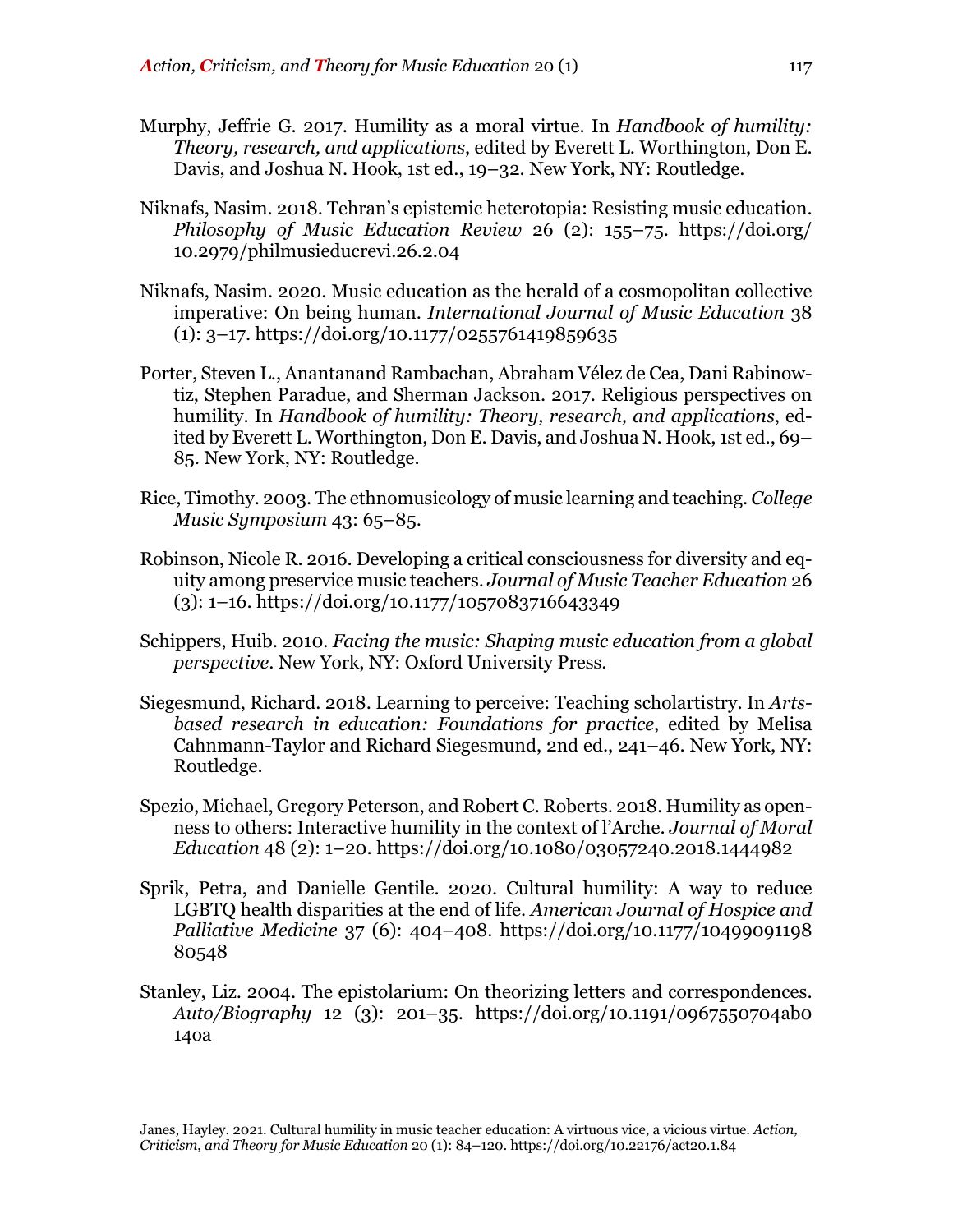Murphy, Jeffrie G. 2017. Humility as a moral virtue. In *Handbook of humility: Theory, research, and applications*, edited by Everett L. Worthington, Don E. Davis, and Joshua N. Hook, 1st ed., 19–32. New York, NY: Routledge.

Niknafs, Nasim. 2018. Tehran's epistemic heterotopia: Resisting music education. *Philosophy of Music Education Review* 26 (2): 155–75. https://doi.org/10.2979/philmusieducrevi.26.2.04

Niknafs, Nasim. 2020. Music education as the herald of a cosmopolitan collective imperative: On being human. *International Journal of Music Education* 38 (1): 3–17. https://doi.org/10.1177/0255761419859635

Porter, Steven L., Anantanand Rambachan, Abraham Vélez de Cea, Dani Rabinowtiz, Stephen Paradue, and Sherman Jackson. 2017. Religious perspectives on humility. In *Handbook of humility: Theory, research, and applications*, edited by Everett L. Worthington, Don E. Davis, and Joshua N. Hook, 1st ed., 69–85. New York, NY: Routledge.

Rice, Timothy. 2003. The ethnomusicology of music learning and teaching. *College Music Symposium* 43: 65–85.

Robinson, Nicole R. 2016. Developing a critical consciousness for diversity and equity among preservice music teachers. *Journal of Music Teacher Education* 26 (3): 1–16. https://doi.org/10.1177/1057083716643349

Schippers, Huib. 2010. *Facing the music: Shaping music education from a global perspective*. New York, NY: Oxford University Press.

Siegesmund, Richard. 2018. Learning to perceive: Teaching scholartistry. In *Arts-based research in education: Foundations for practice*, edited by Melisa Cahnmann-Taylor and Richard Siegesmund, 2nd ed., 241–46. New York, NY: Routledge.

Spezio, Michael, Gregory Peterson, and Robert C. Roberts. 2018. Humility as openness to others: Interactive humility in the context of l'Arche. *Journal of Moral Education* 48 (2): 1–20. https://doi.org/10.1080/03057240.2018.1444982

Sprik, Petra, and Danielle Gentile. 2020. Cultural humility: A way to reduce LGBTQ health disparities at the end of life. *American Journal of Hospice and Palliative Medicine* 37 (6): 404–408. https://doi.org/10.1177/1049909119880548

Stanley, Liz. 2004. The epistolarium: On theorizing letters and correspondences. *Auto/Biography* 12 (3): 201–35. https://doi.org/10.1191/0967550704ab0140a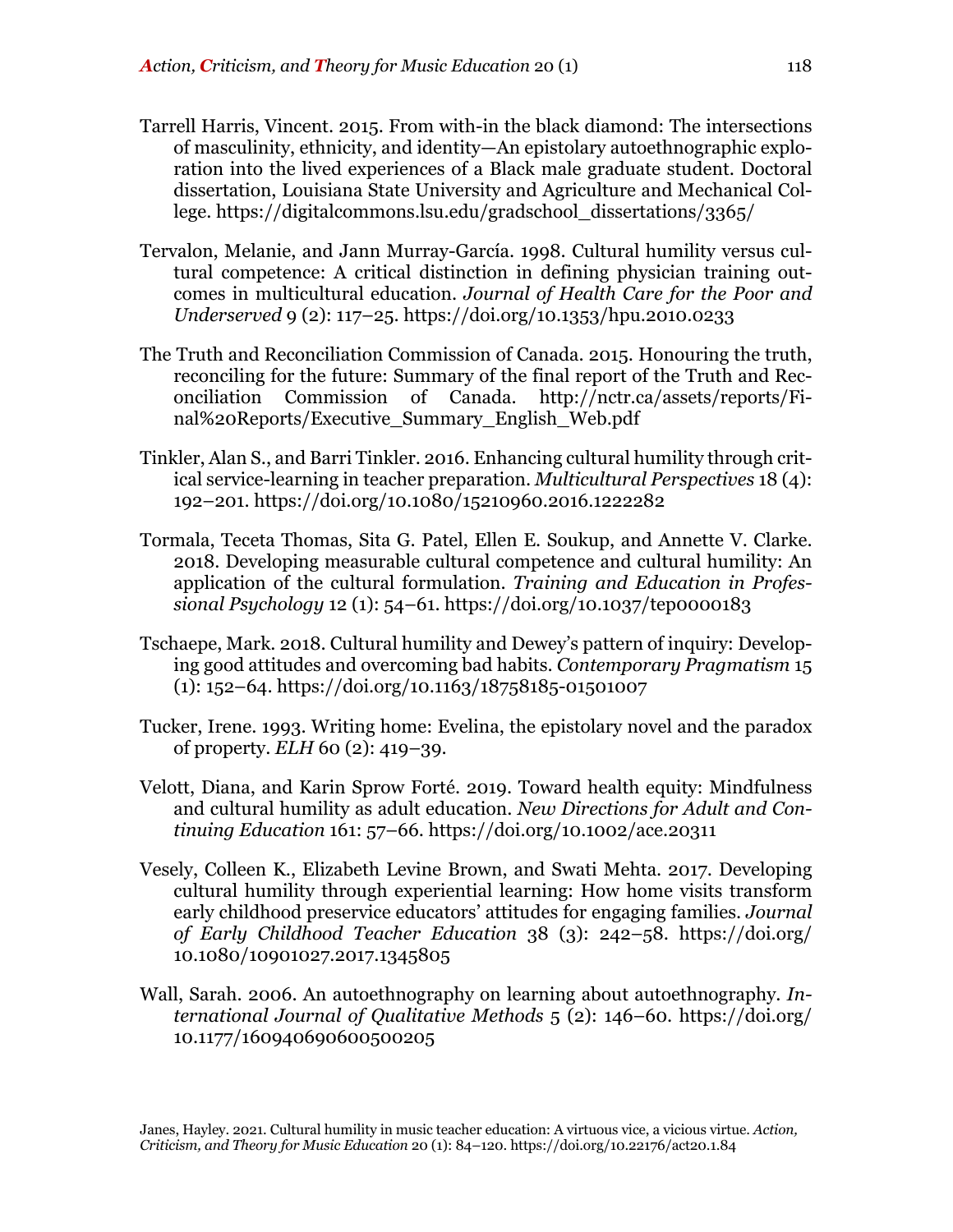Tarrell Harris, Vincent. 2015. From with-in the black diamond: The intersections of masculinity, ethnicity, and identity—An epistolary autoethnographic exploration into the lived experiences of a Black male graduate student. Doctoral dissertation, Louisiana State University and Agriculture and Mechanical College. https://digitalcommons.lsu.edu/gradschool_dissertations/3365/

Tervalon, Melanie, and Jann Murray-García. 1998. Cultural humility versus cultural competence: A critical distinction in defining physician training outcomes in multicultural education. *Journal of Health Care for the Poor and Underserved* 9 (2): 117–25. https://doi.org/10.1353/hpu.2010.0233

The Truth and Reconciliation Commission of Canada. 2015. Honouring the truth, reconciling for the future: Summary of the final report of the Truth and Reconciliation Commission of Canada. http://nctr.ca/assets/reports/Final%20Reports/Executive_Summary_English_Web.pdf

Tinkler, Alan S., and Barri Tinkler. 2016. Enhancing cultural humility through critical service-learning in teacher preparation. *Multicultural Perspectives* 18 (4): 192–201. https://doi.org/10.1080/15210960.2016.1222282

Tormala, Teceta Thomas, Sita G. Patel, Ellen E. Soukup, and Annette V. Clarke. 2018. Developing measurable cultural competence and cultural humility: An application of the cultural formulation. *Training and Education in Professional Psychology* 12 (1): 54–61. https://doi.org/10.1037/tep0000183

Tschaepe, Mark. 2018. Cultural humility and Dewey's pattern of inquiry: Developing good attitudes and overcoming bad habits. *Contemporary Pragmatism* 15 (1): 152–64. https://doi.org/10.1163/18758185-01501007

Tucker, Irene. 1993. Writing home: Evelina, the epistolary novel and the paradox of property. *ELH* 60 (2): 419–39.

Velott, Diana, and Karin Sprow Forté. 2019. Toward health equity: Mindfulness and cultural humility as adult education. *New Directions for Adult and Continuing Education* 161: 57–66. https://doi.org/10.1002/ace.20311

Vesely, Colleen K., Elizabeth Levine Brown, and Swati Mehta. 2017. Developing cultural humility through experiential learning: How home visits transform early childhood preservice educators' attitudes for engaging families. *Journal of Early Childhood Teacher Education* 38 (3): 242–58. https://doi.org/10.1080/10901027.2017.1345805

Wall, Sarah. 2006. An autoethnography on learning about autoethnography. *International Journal of Qualitative Methods* 5 (2): 146–60. https://doi.org/10.1177/160940690600500205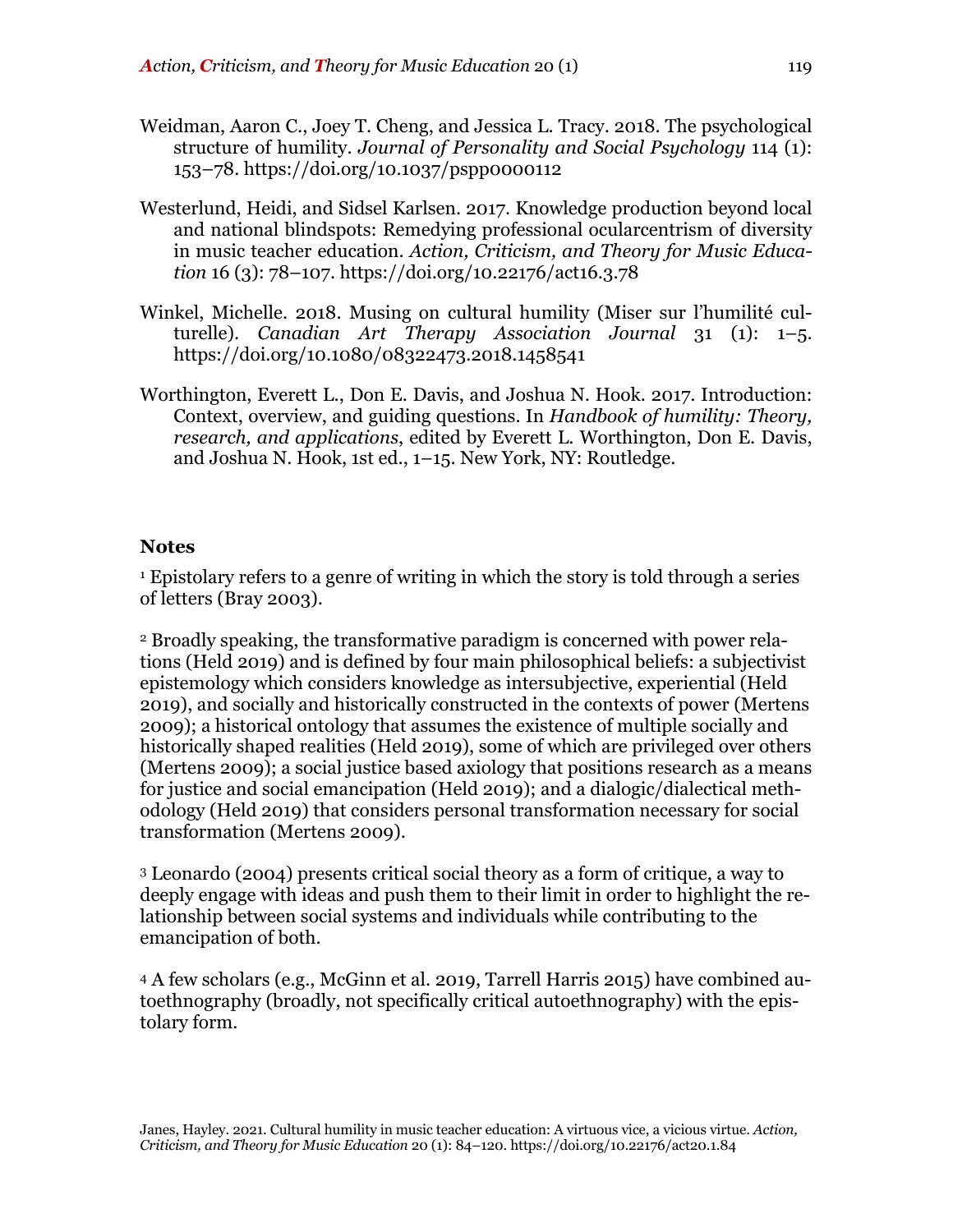Weidman, Aaron C., Joey T. Cheng, and Jessica L. Tracy. 2018. The psychological structure of humility. *Journal of Personality and Social Psychology* 114 (1): 153–78. https://doi.org/10.1037/pspp0000112

Westerlund, Heidi, and Sidsel Karlsen. 2017. Knowledge production beyond local and national blindspots: Remedying professional ocularcentrism of diversity in music teacher education. *Action, Criticism, and Theory for Music Education* 16 (3): 78–107. https://doi.org/10.22176/act16.3.78

Winkel, Michelle. 2018. Musing on cultural humility (Miser sur l'humilité culturelle). *Canadian Art Therapy Association Journal* 31 (1): 1–5. https://doi.org/10.1080/08322473.2018.1458541

Worthington, Everett L., Don E. Davis, and Joshua N. Hook. 2017. Introduction: Context, overview, and guiding questions. In *Handbook of humility: Theory, research, and applications*, edited by Everett L. Worthington, Don E. Davis, and Joshua N. Hook, 1st ed., 1–15. New York, NY: Routledge.

## Notes

[1] Epistolary refers to a genre of writing in which the story is told through a series of letters (Bray 2003).

[2] Broadly speaking, the transformative paradigm is concerned with power relations (Held 2019) and is defined by four main philosophical beliefs: a subjectivist epistemology which considers knowledge as intersubjective, experiential (Held 2019), and socially and historically constructed in the contexts of power (Mertens 2009); a historical ontology that assumes the existence of multiple socially and historically shaped realities (Held 2019), some of which are privileged over others (Mertens 2009); a social justice based axiology that positions research as a means for justice and social emancipation (Held 2019); and a dialogic/dialectical methodology (Held 2019) that considers personal transformation necessary for social transformation (Mertens 2009).

[3] Leonardo (2004) presents critical social theory as a form of critique, a way to deeply engage with ideas and push them to their limit in order to highlight the relationship between social systems and individuals while contributing to the emancipation of both.

[4] A few scholars (e.g., McGinn et al. 2019, Tarrell Harris 2015) have combined autoethnography (broadly, not specifically critical autoethnography) with the epistolary form.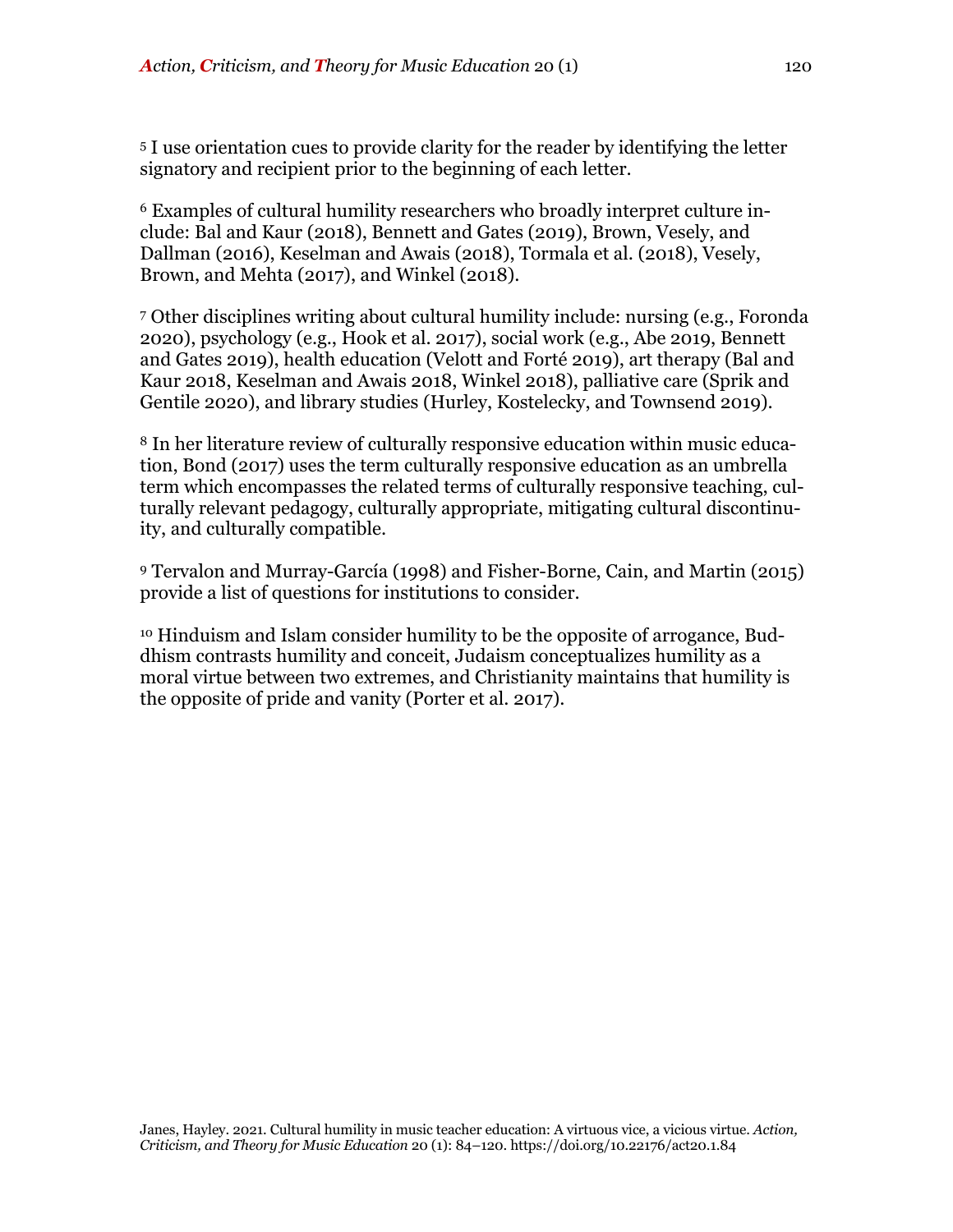[5] I use orientation cues to provide clarity for the reader by identifying the letter signatory and recipient prior to the beginning of each letter.

[6] Examples of cultural humility researchers who broadly interpret culture include: Bal and Kaur (2018), Bennett and Gates (2019), Brown, Vesely, and Dallman (2016), Keselman and Awais (2018), Tormala et al. (2018), Vesely, Brown, and Mehta (2017), and Winkel (2018).

[7] Other disciplines writing about cultural humility include: nursing (e.g., Foronda 2020), psychology (e.g., Hook et al. 2017), social work (e.g., Abe 2019, Bennett and Gates 2019), health education (Velott and Forté 2019), art therapy (Bal and Kaur 2018, Keselman and Awais 2018, Winkel 2018), palliative care (Sprik and Gentile 2020), and library studies (Hurley, Kostelecky, and Townsend 2019).

[8] In her literature review of culturally responsive education within music education, Bond (2017) uses the term culturally responsive education as an umbrella term which encompasses the related terms of culturally responsive teaching, culturally relevant pedagogy, culturally appropriate, mitigating cultural discontinuity, and culturally compatible.

[9] Tervalon and Murray-García (1998) and Fisher-Borne, Cain, and Martin (2015) provide a list of questions for institutions to consider.

[10] Hinduism and Islam consider humility to be the opposite of arrogance, Buddhism contrasts humility and conceit, Judaism conceptualizes humility as a moral virtue between two extremes, and Christianity maintains that humility is the opposite of pride and vanity (Porter et al. 2017).